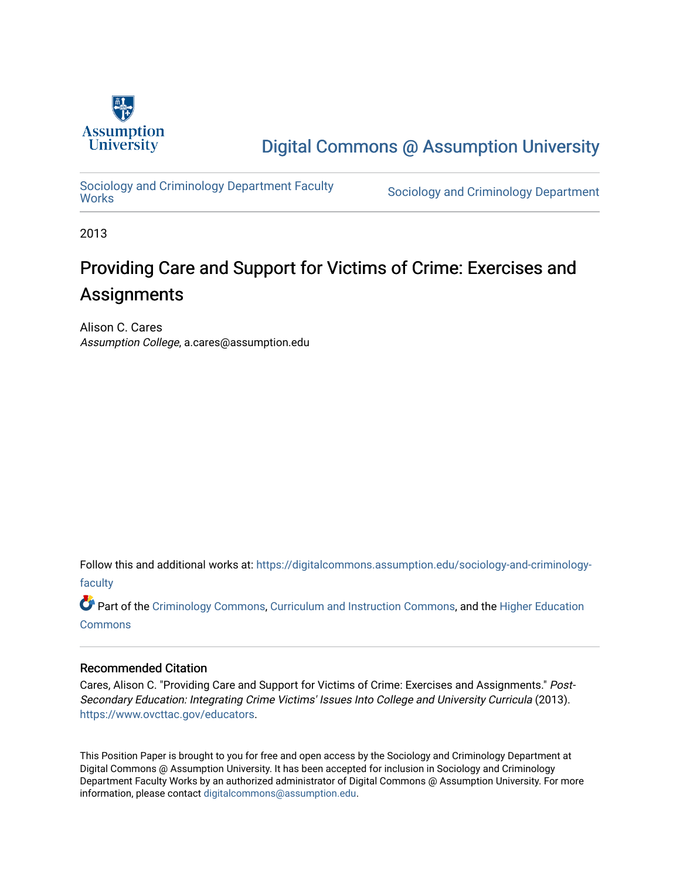Digital Commons @ Assumption University

Sociology and Criminology Department Faculty Works

Sociology and Criminology Department

2013

# Providing Care and Support for Victims of Crime: Exercises and Assignments

Alison C. Cares
*Assumption College*, a.cares@assumption.edu

Follow this and additional works at: https://digitalcommons.assumption.edu/sociology-and-criminology-faculty

Part of the Criminology Commons, Curriculum and Instruction Commons, and the Higher Education Commons

## Recommended Citation

Cares, Alison C. "Providing Care and Support for Victims of Crime: Exercises and Assignments." *Post-Secondary Education: Integrating Crime Victims' Issues Into College and University Curricula* (2013). https://www.ovcttac.gov/educators.

This Position Paper is brought to you for free and open access by the Sociology and Criminology Department at Digital Commons @ Assumption University. It has been accepted for inclusion in Sociology and Criminology Department Faculty Works by an authorized administrator of Digital Commons @ Assumption University. For more information, please contact digitalcommons@assumption.edu.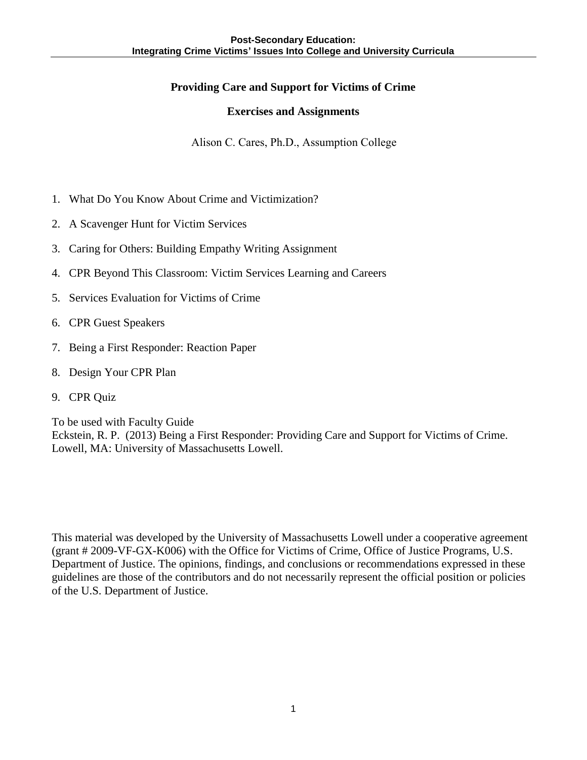# Providing Care and Support for Victims of Crime

## Exercises and Assignments

Alison C. Cares, Ph.D., Assumption College

1. What Do You Know About Crime and Victimization?
2. A Scavenger Hunt for Victim Services
3. Caring for Others: Building Empathy Writing Assignment
4. CPR Beyond This Classroom: Victim Services Learning and Careers
5. Services Evaluation for Victims of Crime
6. CPR Guest Speakers
7. Being a First Responder: Reaction Paper
8. Design Your CPR Plan
9. CPR Quiz

To be used with Faculty Guide
Eckstein, R. P. (2013) Being a First Responder: Providing Care and Support for Victims of Crime. Lowell, MA: University of Massachusetts Lowell.

This material was developed by the University of Massachusetts Lowell under a cooperative agreement (grant # 2009-VF-GX-K006) with the Office for Victims of Crime, Office of Justice Programs, U.S. Department of Justice. The opinions, findings, and conclusions or recommendations expressed in these guidelines are those of the contributors and do not necessarily represent the official position or policies of the U.S. Department of Justice.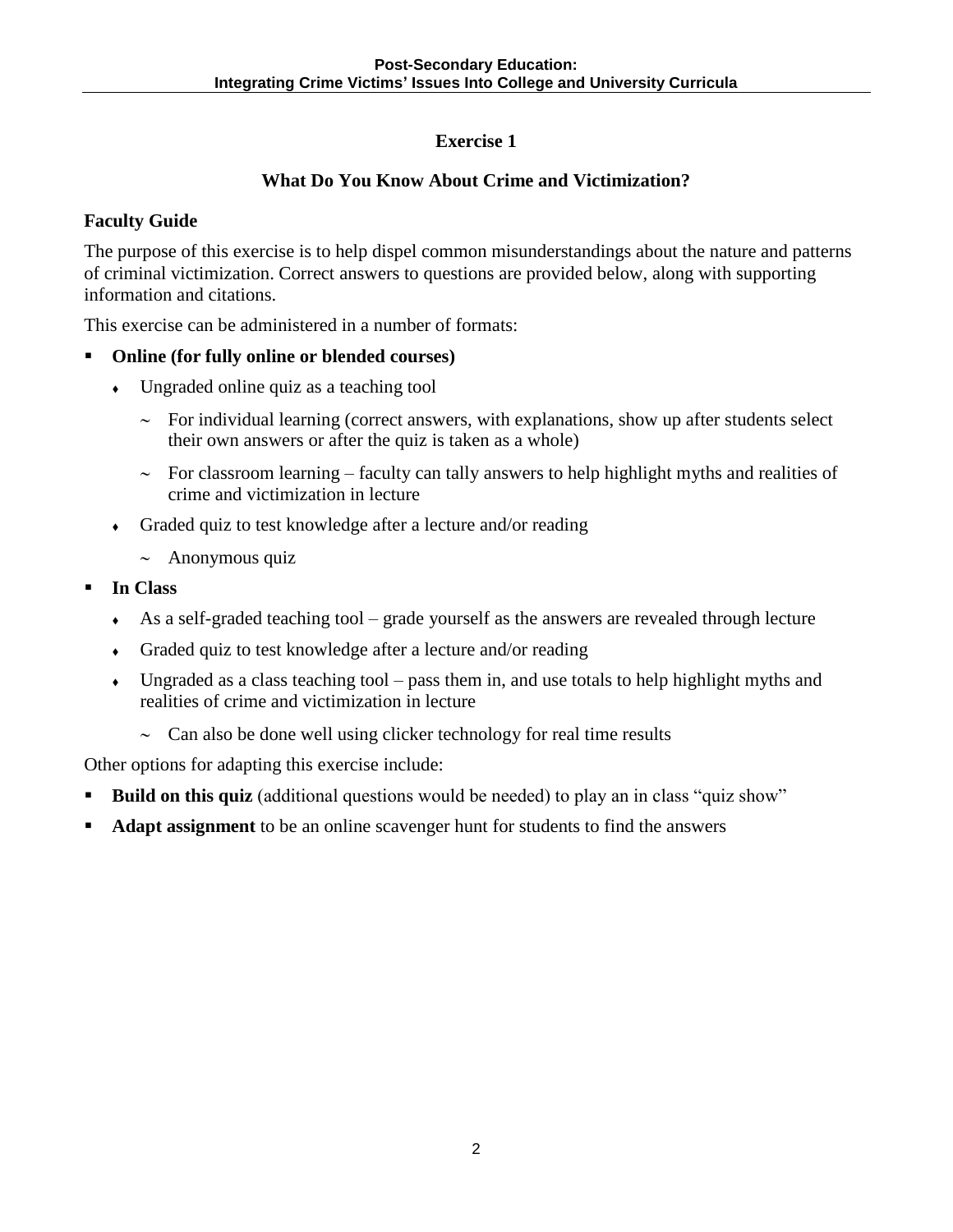## Exercise 1

### What Do You Know About Crime and Victimization?

**Faculty Guide**

The purpose of this exercise is to help dispel common misunderstandings about the nature and patterns of criminal victimization. Correct answers to questions are provided below, along with supporting information and citations.

This exercise can be administered in a number of formats:

- **Online (for fully online or blended courses)**
  - Ungraded online quiz as a teaching tool
    - For individual learning (correct answers, with explanations, show up after students select their own answers or after the quiz is taken as a whole)
    - For classroom learning – faculty can tally answers to help highlight myths and realities of crime and victimization in lecture
  - Graded quiz to test knowledge after a lecture and/or reading
    - Anonymous quiz
- **In Class**
  - As a self-graded teaching tool – grade yourself as the answers are revealed through lecture
  - Graded quiz to test knowledge after a lecture and/or reading
  - Ungraded as a class teaching tool – pass them in, and use totals to help highlight myths and realities of crime and victimization in lecture
    - Can also be done well using clicker technology for real time results

Other options for adapting this exercise include:

- **Build on this quiz** (additional questions would be needed) to play an in class "quiz show"
- **Adapt assignment** to be an online scavenger hunt for students to find the answers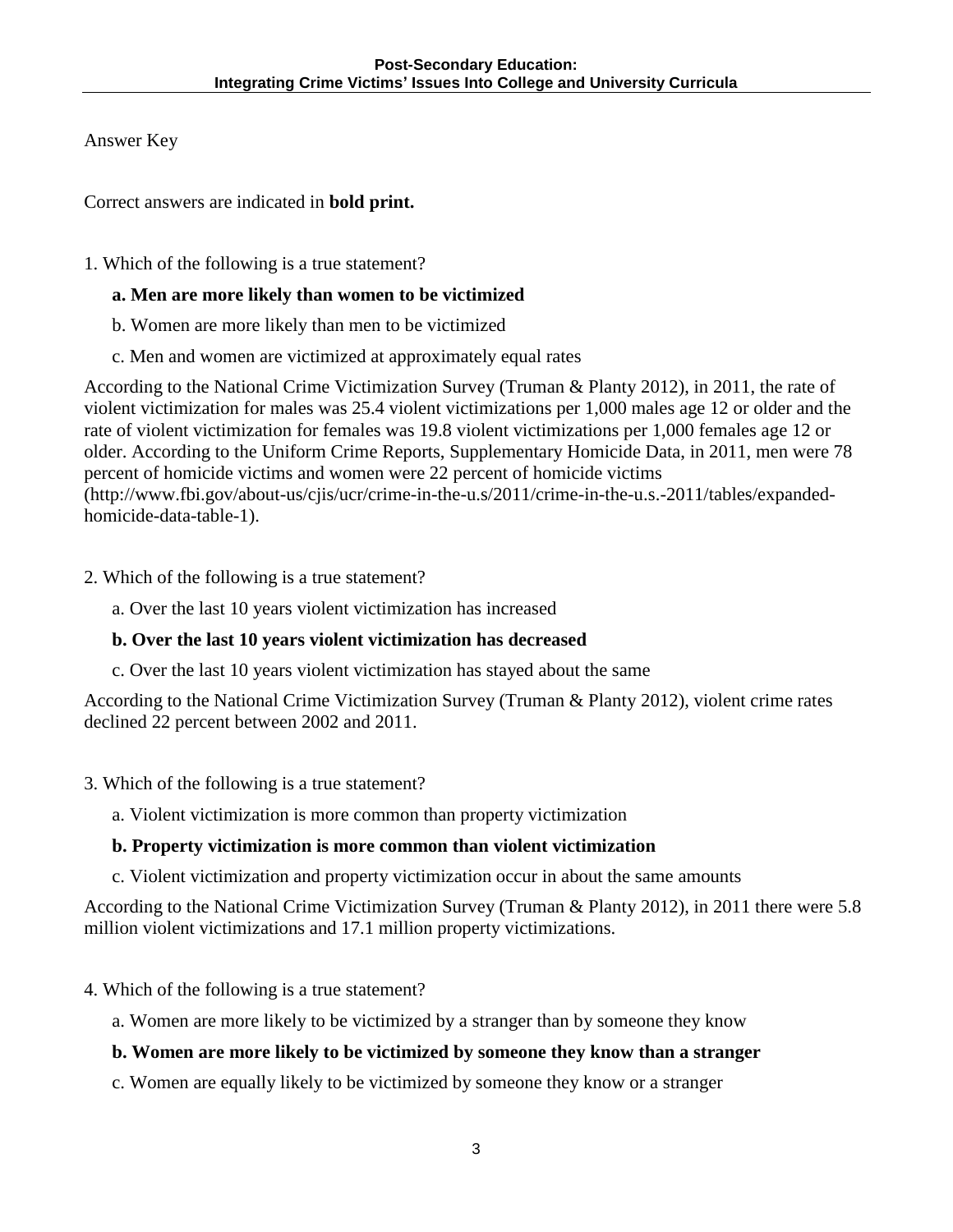Answer Key

Correct answers are indicated in **bold print.**

1. Which of the following is a true statement?

   **a. Men are more likely than women to be victimized**

   b. Women are more likely than men to be victimized

   c. Men and women are victimized at approximately equal rates

According to the National Crime Victimization Survey (Truman & Planty 2012), in 2011, the rate of violent victimization for males was 25.4 violent victimizations per 1,000 males age 12 or older and the rate of violent victimization for females was 19.8 violent victimizations per 1,000 females age 12 or older. According to the Uniform Crime Reports, Supplementary Homicide Data, in 2011, men were 78 percent of homicide victims and women were 22 percent of homicide victims (http://www.fbi.gov/about-us/cjis/ucr/crime-in-the-u.s/2011/crime-in-the-u.s.-2011/tables/expanded-homicide-data-table-1).

2. Which of the following is a true statement?

   a. Over the last 10 years violent victimization has increased

   **b. Over the last 10 years violent victimization has decreased**

   c. Over the last 10 years violent victimization has stayed about the same

According to the National Crime Victimization Survey (Truman & Planty 2012), violent crime rates declined 22 percent between 2002 and 2011.

3. Which of the following is a true statement?

   a. Violent victimization is more common than property victimization

   **b. Property victimization is more common than violent victimization**

   c. Violent victimization and property victimization occur in about the same amounts

According to the National Crime Victimization Survey (Truman & Planty 2012), in 2011 there were 5.8 million violent victimizations and 17.1 million property victimizations.

4. Which of the following is a true statement?

   a. Women are more likely to be victimized by a stranger than by someone they know

   **b. Women are more likely to be victimized by someone they know than a stranger**

   c. Women are equally likely to be victimized by someone they know or a stranger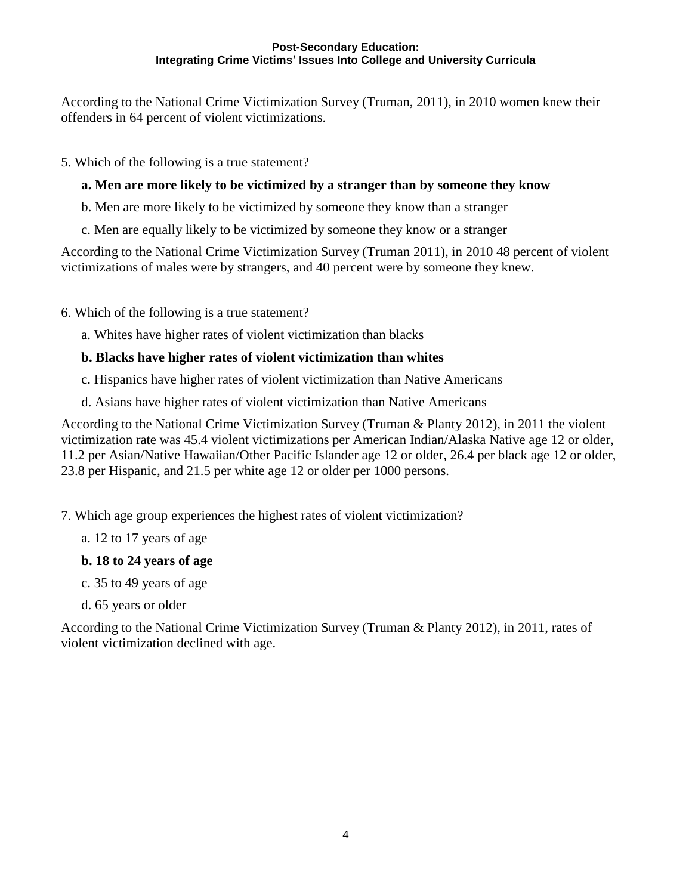According to the National Crime Victimization Survey (Truman, 2011), in 2010 women knew their offenders in 64 percent of violent victimizations.

5. Which of the following is a true statement?

   **a. Men are more likely to be victimized by a stranger than by someone they know**

   b. Men are more likely to be victimized by someone they know than a stranger

   c. Men are equally likely to be victimized by someone they know or a stranger

According to the National Crime Victimization Survey (Truman 2011), in 2010 48 percent of violent victimizations of males were by strangers, and 40 percent were by someone they knew.

6. Which of the following is a true statement?

   a. Whites have higher rates of violent victimization than blacks

   **b. Blacks have higher rates of violent victimization than whites**

   c. Hispanics have higher rates of violent victimization than Native Americans

   d. Asians have higher rates of violent victimization than Native Americans

According to the National Crime Victimization Survey (Truman & Planty 2012), in 2011 the violent victimization rate was 45.4 violent victimizations per American Indian/Alaska Native age 12 or older, 11.2 per Asian/Native Hawaiian/Other Pacific Islander age 12 or older, 26.4 per black age 12 or older, 23.8 per Hispanic, and 21.5 per white age 12 or older per 1000 persons.

7. Which age group experiences the highest rates of violent victimization?

   a. 12 to 17 years of age

   **b. 18 to 24 years of age**

   c. 35 to 49 years of age

   d. 65 years or older

According to the National Crime Victimization Survey (Truman & Planty 2012), in 2011, rates of violent victimization declined with age.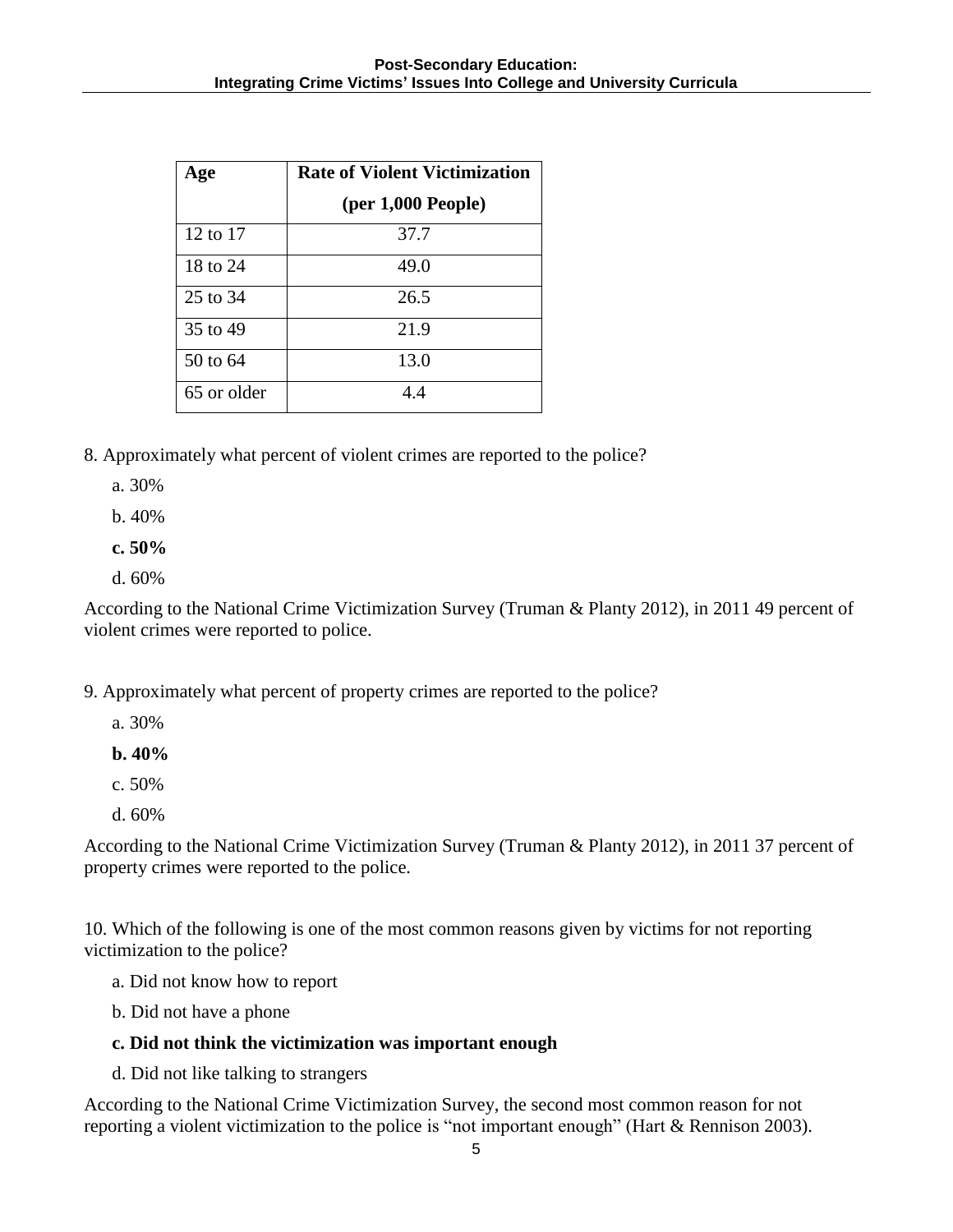| Age | Rate of Violent Victimization (per 1,000 People) |
|---|---|
| 12 to 17 | 37.7 |
| 18 to 24 | 49.0 |
| 25 to 34 | 26.5 |
| 35 to 49 | 21.9 |
| 50 to 64 | 13.0 |
| 65 or older | 4.4 |

8. Approximately what percent of violent crimes are reported to the police?

a. 30%

b. 40%

**c. 50%**

d. 60%

According to the National Crime Victimization Survey (Truman & Planty 2012), in 2011 49 percent of violent crimes were reported to police.

9. Approximately what percent of property crimes are reported to the police?

a. 30%

**b. 40%**

c. 50%

d. 60%

According to the National Crime Victimization Survey (Truman & Planty 2012), in 2011 37 percent of property crimes were reported to the police.

10. Which of the following is one of the most common reasons given by victims for not reporting victimization to the police?

a. Did not know how to report

b. Did not have a phone

**c. Did not think the victimization was important enough**

d. Did not like talking to strangers

According to the National Crime Victimization Survey, the second most common reason for not reporting a violent victimization to the police is "not important enough" (Hart & Rennison 2003).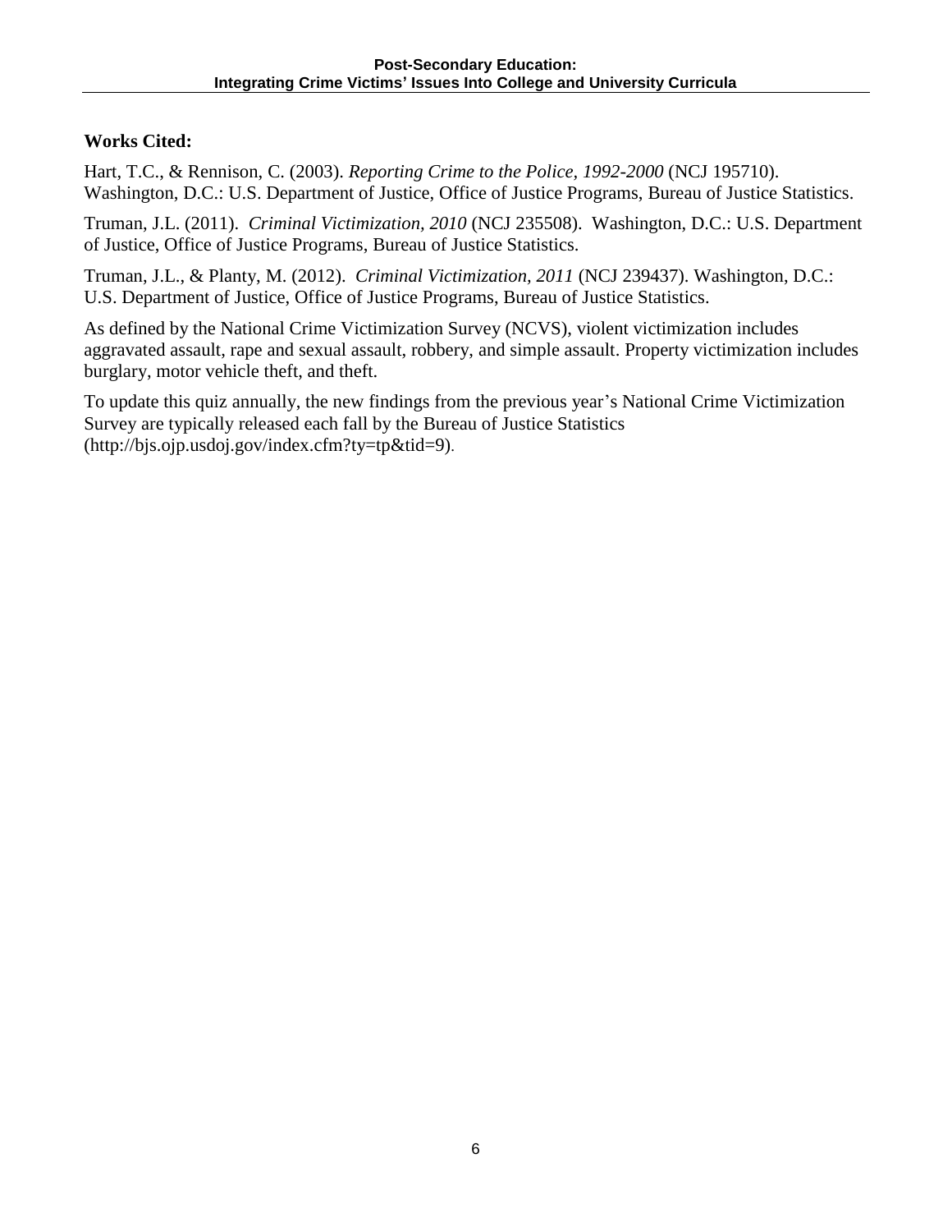**Works Cited:**

Hart, T.C., & Rennison, C. (2003). *Reporting Crime to the Police, 1992-2000* (NCJ 195710). Washington, D.C.: U.S. Department of Justice, Office of Justice Programs, Bureau of Justice Statistics.

Truman, J.L. (2011). *Criminal Victimization, 2010* (NCJ 235508). Washington, D.C.: U.S. Department of Justice, Office of Justice Programs, Bureau of Justice Statistics.

Truman, J.L., & Planty, M. (2012). *Criminal Victimization, 2011* (NCJ 239437). Washington, D.C.: U.S. Department of Justice, Office of Justice Programs, Bureau of Justice Statistics.

As defined by the National Crime Victimization Survey (NCVS), violent victimization includes aggravated assault, rape and sexual assault, robbery, and simple assault. Property victimization includes burglary, motor vehicle theft, and theft.

To update this quiz annually, the new findings from the previous year's National Crime Victimization Survey are typically released each fall by the Bureau of Justice Statistics (http://bjs.ojp.usdoj.gov/index.cfm?ty=tp&tid=9).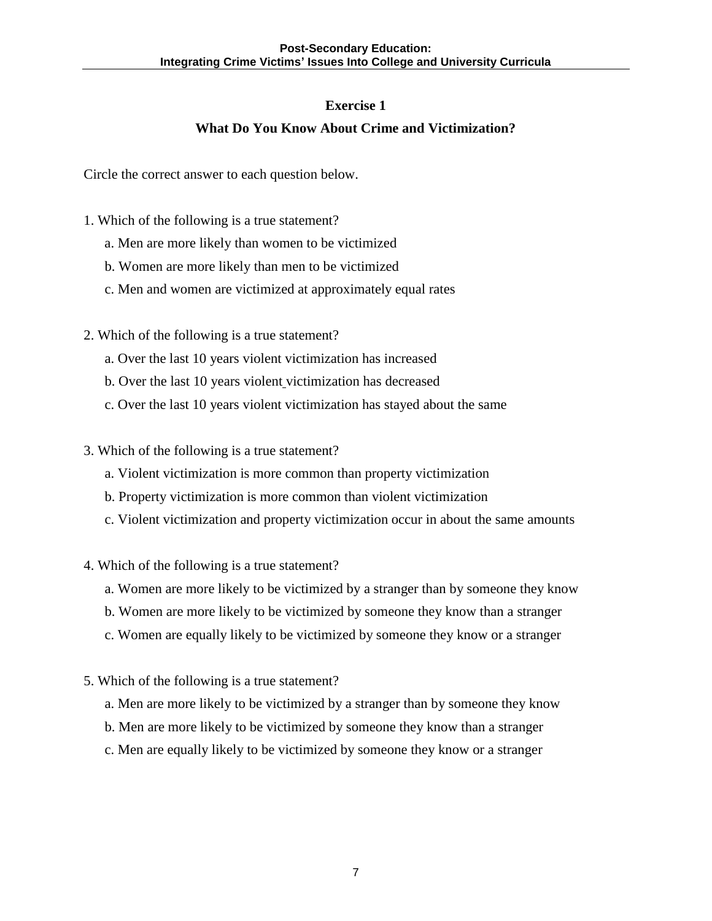## Exercise 1

## What Do You Know About Crime and Victimization?

Circle the correct answer to each question below.

1. Which of the following is a true statement?
   a. Men are more likely than women to be victimized
   b. Women are more likely than men to be victimized
   c. Men and women are victimized at approximately equal rates

2. Which of the following is a true statement?
   a. Over the last 10 years violent victimization has increased
   b. Over the last 10 years violent victimization has decreased
   c. Over the last 10 years violent victimization has stayed about the same

3. Which of the following is a true statement?
   a. Violent victimization is more common than property victimization
   b. Property victimization is more common than violent victimization
   c. Violent victimization and property victimization occur in about the same amounts

4. Which of the following is a true statement?
   a. Women are more likely to be victimized by a stranger than by someone they know
   b. Women are more likely to be victimized by someone they know than a stranger
   c. Women are equally likely to be victimized by someone they know or a stranger

5. Which of the following is a true statement?
   a. Men are more likely to be victimized by a stranger than by someone they know
   b. Men are more likely to be victimized by someone they know than a stranger
   c. Men are equally likely to be victimized by someone they know or a stranger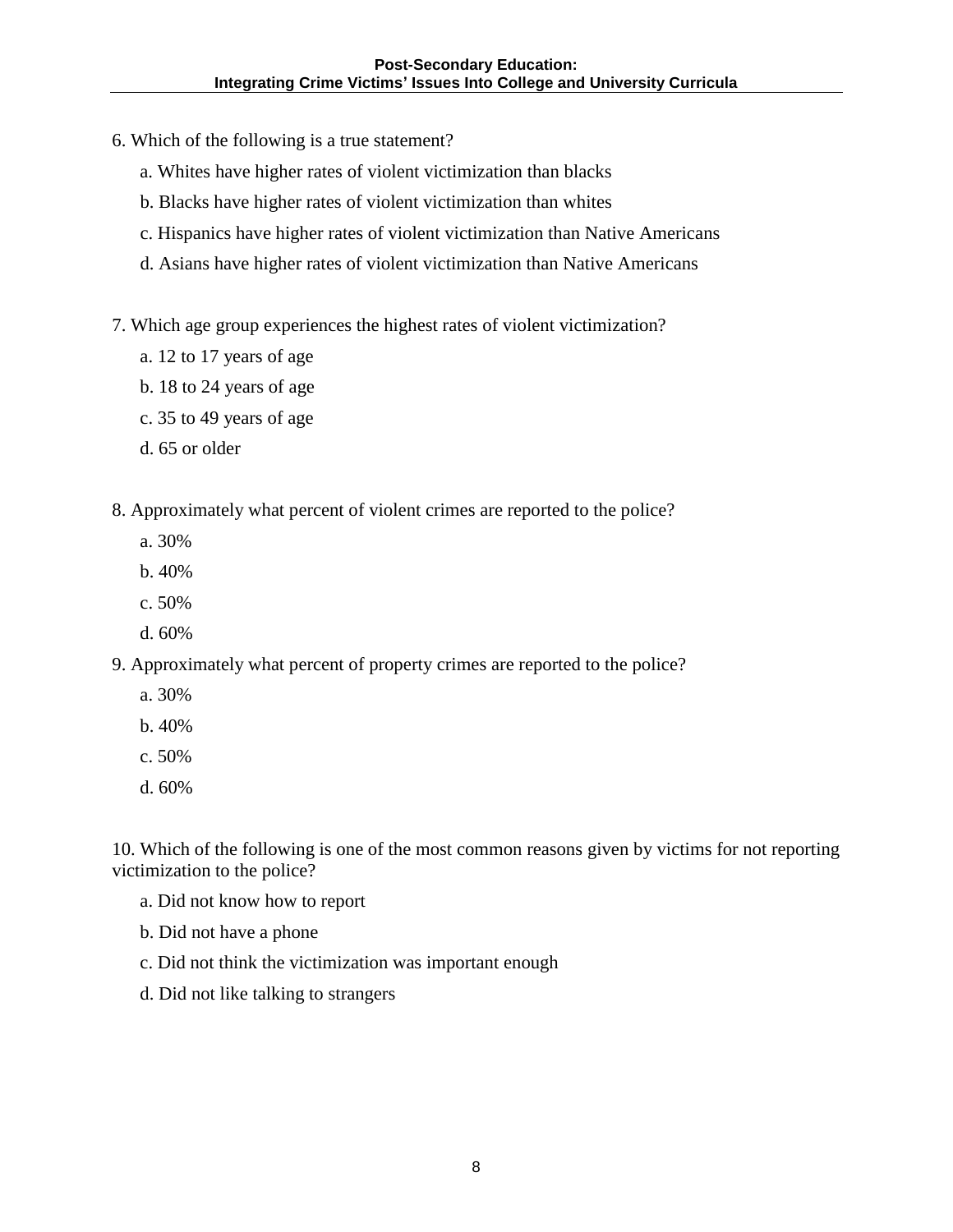6. Which of the following is a true statement?

  a. Whites have higher rates of violent victimization than blacks

  b. Blacks have higher rates of violent victimization than whites

  c. Hispanics have higher rates of violent victimization than Native Americans

  d. Asians have higher rates of violent victimization than Native Americans

7. Which age group experiences the highest rates of violent victimization?

  a. 12 to 17 years of age

  b. 18 to 24 years of age

  c. 35 to 49 years of age

  d. 65 or older

8. Approximately what percent of violent crimes are reported to the police?

  a. 30%

  b. 40%

  c. 50%

  d. 60%

9. Approximately what percent of property crimes are reported to the police?

  a. 30%

  b. 40%

  c. 50%

  d. 60%

10. Which of the following is one of the most common reasons given by victims for not reporting victimization to the police?

  a. Did not know how to report

  b. Did not have a phone

  c. Did not think the victimization was important enough

  d. Did not like talking to strangers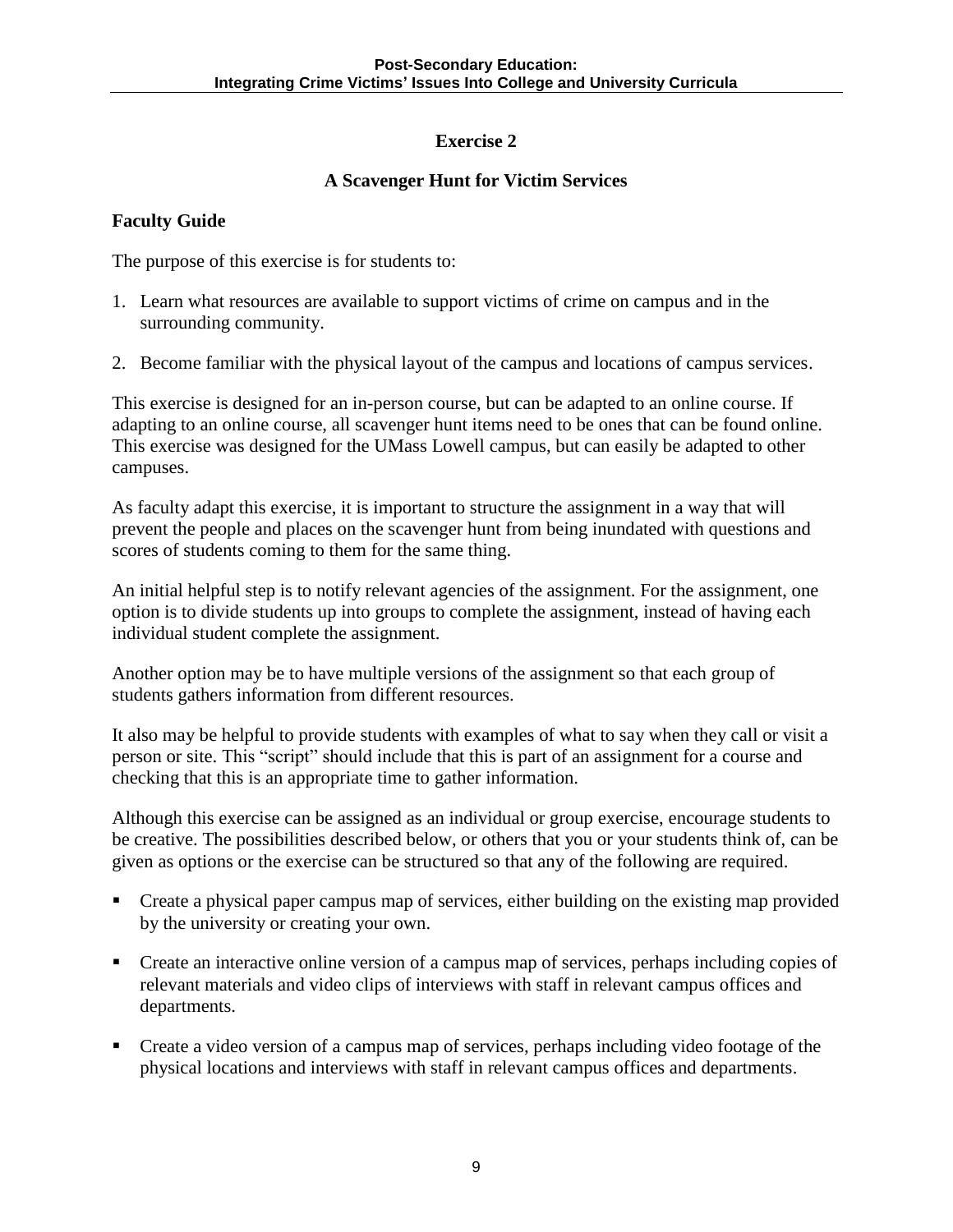## Exercise 2

## A Scavenger Hunt for Victim Services

### Faculty Guide

The purpose of this exercise is for students to:

1. Learn what resources are available to support victims of crime on campus and in the surrounding community.

2. Become familiar with the physical layout of the campus and locations of campus services.

This exercise is designed for an in-person course, but can be adapted to an online course. If adapting to an online course, all scavenger hunt items need to be ones that can be found online. This exercise was designed for the UMass Lowell campus, but can easily be adapted to other campuses.

As faculty adapt this exercise, it is important to structure the assignment in a way that will prevent the people and places on the scavenger hunt from being inundated with questions and scores of students coming to them for the same thing.

An initial helpful step is to notify relevant agencies of the assignment. For the assignment, one option is to divide students up into groups to complete the assignment, instead of having each individual student complete the assignment.

Another option may be to have multiple versions of the assignment so that each group of students gathers information from different resources.

It also may be helpful to provide students with examples of what to say when they call or visit a person or site. This "script" should include that this is part of an assignment for a course and checking that this is an appropriate time to gather information.

Although this exercise can be assigned as an individual or group exercise, encourage students to be creative. The possibilities described below, or others that you or your students think of, can be given as options or the exercise can be structured so that any of the following are required.

- Create a physical paper campus map of services, either building on the existing map provided by the university or creating your own.
- Create an interactive online version of a campus map of services, perhaps including copies of relevant materials and video clips of interviews with staff in relevant campus offices and departments.
- Create a video version of a campus map of services, perhaps including video footage of the physical locations and interviews with staff in relevant campus offices and departments.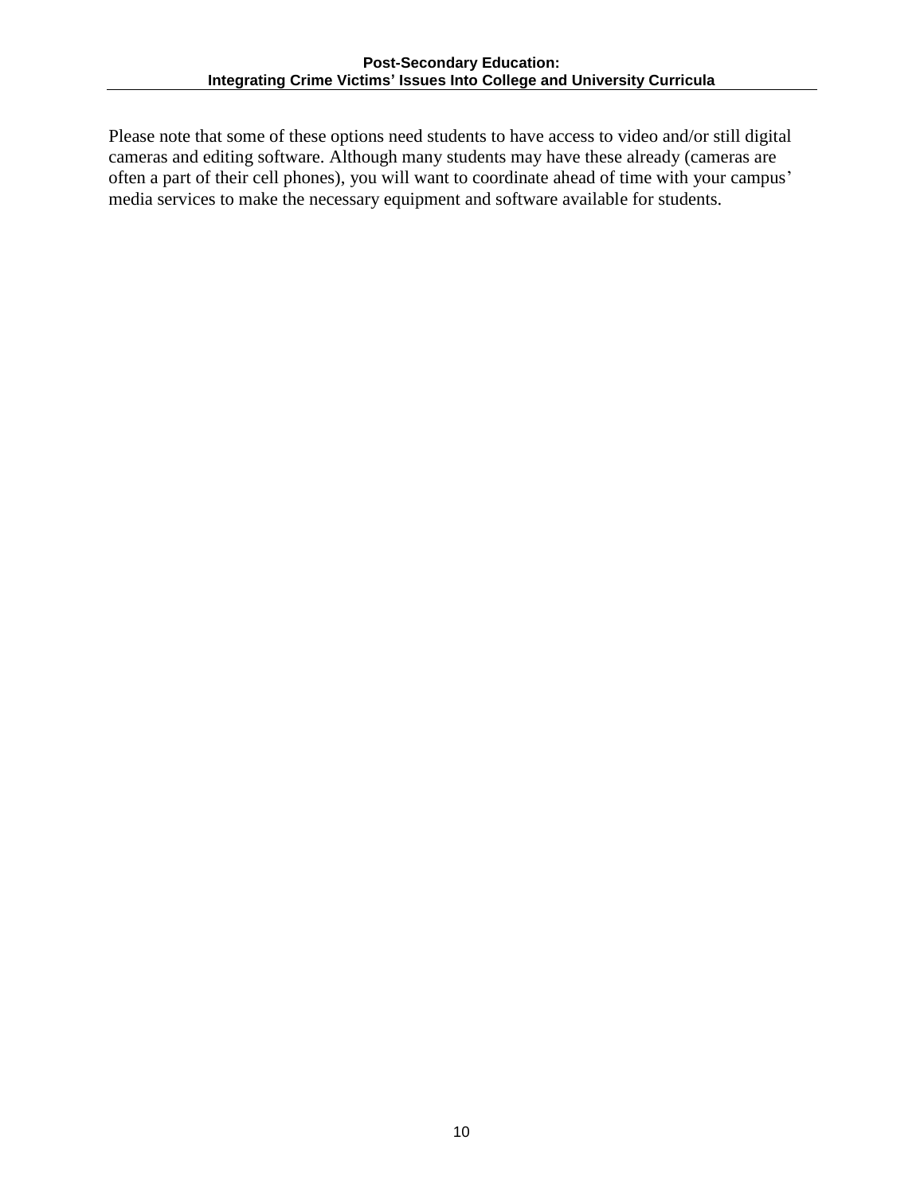Please note that some of these options need students to have access to video and/or still digital cameras and editing software. Although many students may have these already (cameras are often a part of their cell phones), you will want to coordinate ahead of time with your campus' media services to make the necessary equipment and software available for students.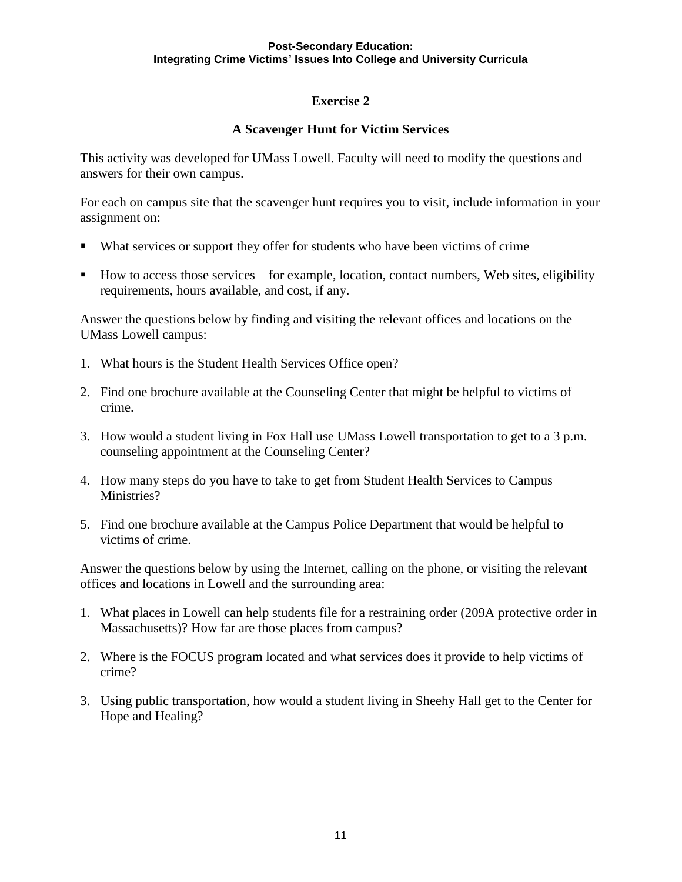## Exercise 2

## A Scavenger Hunt for Victim Services

This activity was developed for UMass Lowell. Faculty will need to modify the questions and answers for their own campus.

For each on campus site that the scavenger hunt requires you to visit, include information in your assignment on:

- What services or support they offer for students who have been victims of crime
- How to access those services – for example, location, contact numbers, Web sites, eligibility requirements, hours available, and cost, if any.

Answer the questions below by finding and visiting the relevant offices and locations on the UMass Lowell campus:

1. What hours is the Student Health Services Office open?
2. Find one brochure available at the Counseling Center that might be helpful to victims of crime.
3. How would a student living in Fox Hall use UMass Lowell transportation to get to a 3 p.m. counseling appointment at the Counseling Center?
4. How many steps do you have to take to get from Student Health Services to Campus Ministries?
5. Find one brochure available at the Campus Police Department that would be helpful to victims of crime.

Answer the questions below by using the Internet, calling on the phone, or visiting the relevant offices and locations in Lowell and the surrounding area:

1. What places in Lowell can help students file for a restraining order (209A protective order in Massachusetts)? How far are those places from campus?
2. Where is the FOCUS program located and what services does it provide to help victims of crime?
3. Using public transportation, how would a student living in Sheehy Hall get to the Center for Hope and Healing?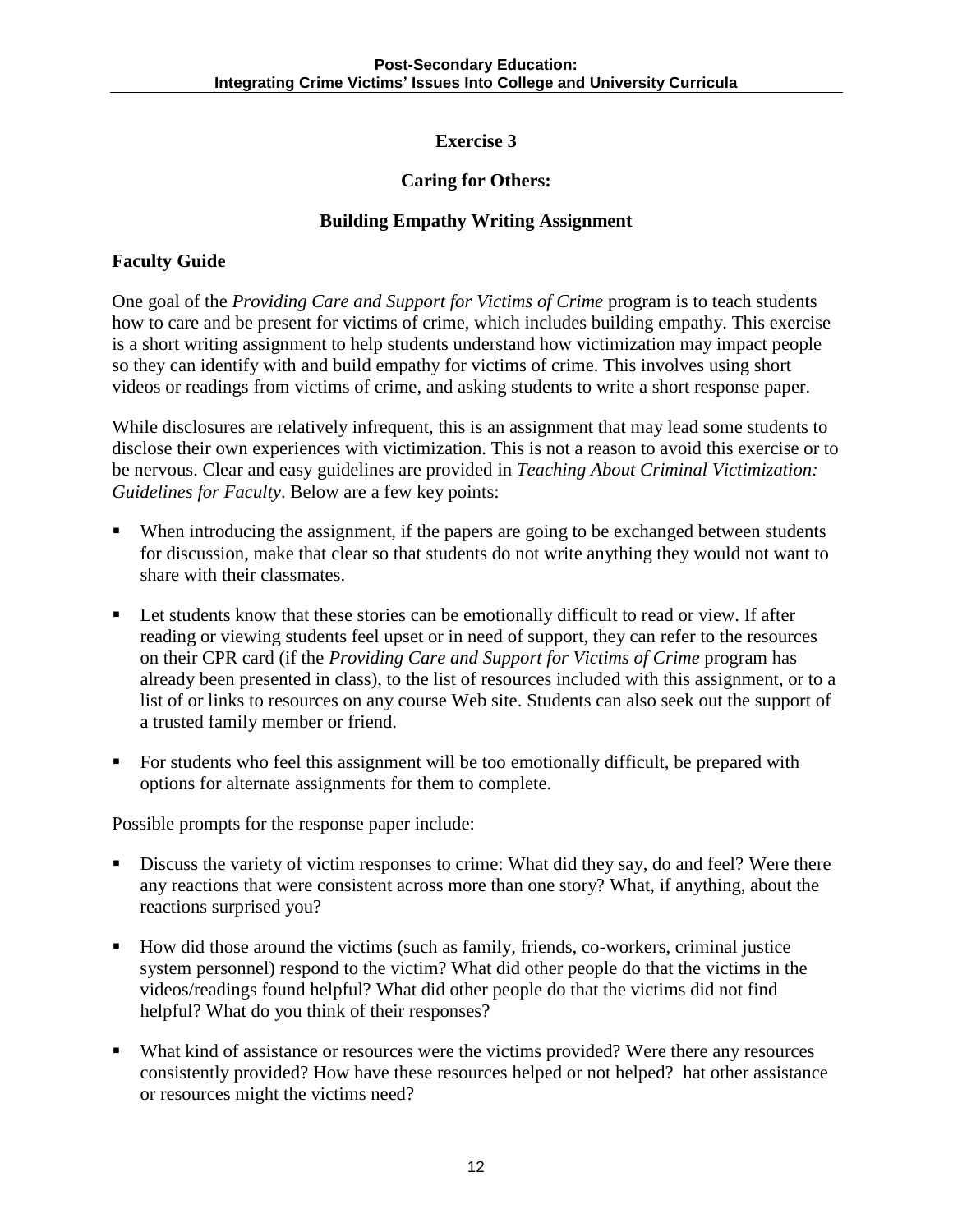## Exercise 3

## Caring for Others:

## Building Empathy Writing Assignment

### Faculty Guide

One goal of the *Providing Care and Support for Victims of Crime* program is to teach students how to care and be present for victims of crime, which includes building empathy. This exercise is a short writing assignment to help students understand how victimization may impact people so they can identify with and build empathy for victims of crime. This involves using short videos or readings from victims of crime, and asking students to write a short response paper.

While disclosures are relatively infrequent, this is an assignment that may lead some students to disclose their own experiences with victimization. This is not a reason to avoid this exercise or to be nervous. Clear and easy guidelines are provided in *Teaching About Criminal Victimization: Guidelines for Faculty*. Below are a few key points:

- When introducing the assignment, if the papers are going to be exchanged between students for discussion, make that clear so that students do not write anything they would not want to share with their classmates.
- Let students know that these stories can be emotionally difficult to read or view. If after reading or viewing students feel upset or in need of support, they can refer to the resources on their CPR card (if the *Providing Care and Support for Victims of Crime* program has already been presented in class), to the list of resources included with this assignment, or to a list of or links to resources on any course Web site. Students can also seek out the support of a trusted family member or friend.
- For students who feel this assignment will be too emotionally difficult, be prepared with options for alternate assignments for them to complete.

Possible prompts for the response paper include:

- Discuss the variety of victim responses to crime: What did they say, do and feel? Were there any reactions that were consistent across more than one story? What, if anything, about the reactions surprised you?
- How did those around the victims (such as family, friends, co-workers, criminal justice system personnel) respond to the victim? What did other people do that the victims in the videos/readings found helpful? What did other people do that the victims did not find helpful? What do you think of their responses?
- What kind of assistance or resources were the victims provided? Were there any resources consistently provided? How have these resources helped or not helped?  hat other assistance or resources might the victims need?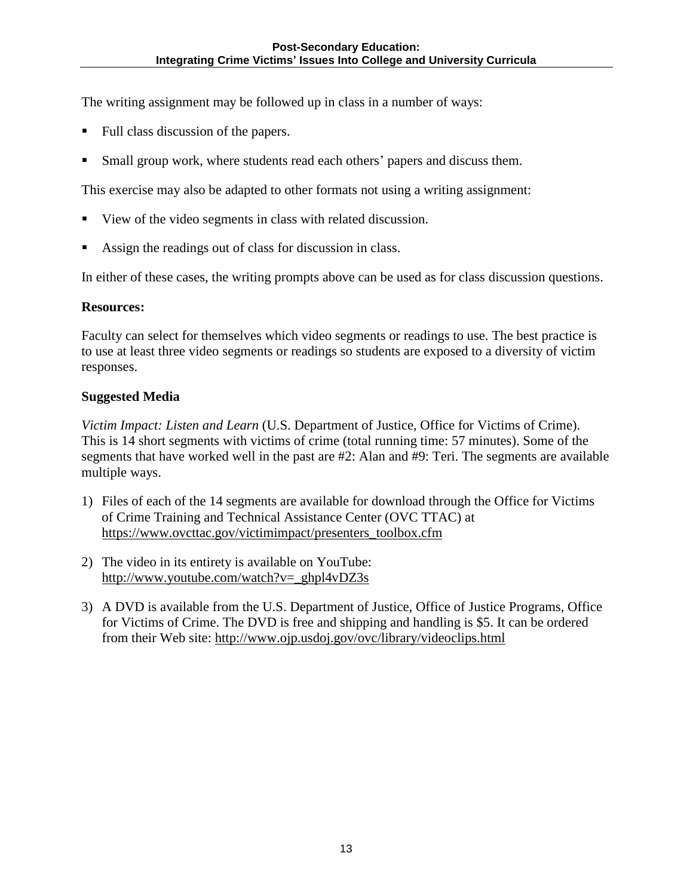The writing assignment may be followed up in class in a number of ways:

- Full class discussion of the papers.
- Small group work, where students read each others' papers and discuss them.

This exercise may also be adapted to other formats not using a writing assignment:

- View of the video segments in class with related discussion.
- Assign the readings out of class for discussion in class.

In either of these cases, the writing prompts above can be used as for class discussion questions.

**Resources:**

Faculty can select for themselves which video segments or readings to use. The best practice is to use at least three video segments or readings so students are exposed to a diversity of victim responses.

**Suggested Media**

*Victim Impact: Listen and Learn* (U.S. Department of Justice, Office for Victims of Crime). This is 14 short segments with victims of crime (total running time: 57 minutes). Some of the segments that have worked well in the past are #2: Alan and #9: Teri. The segments are available multiple ways.

1) Files of each of the 14 segments are available for download through the Office for Victims of Crime Training and Technical Assistance Center (OVC TTAC) at https://www.ovcttac.gov/victimimpact/presenters_toolbox.cfm

2) The video in its entirety is available on YouTube: http://www.youtube.com/watch?v=_ghpl4vDZ3s

3) A DVD is available from the U.S. Department of Justice, Office of Justice Programs, Office for Victims of Crime. The DVD is free and shipping and handling is $5. It can be ordered from their Web site: http://www.ojp.usdoj.gov/ovc/library/videoclips.html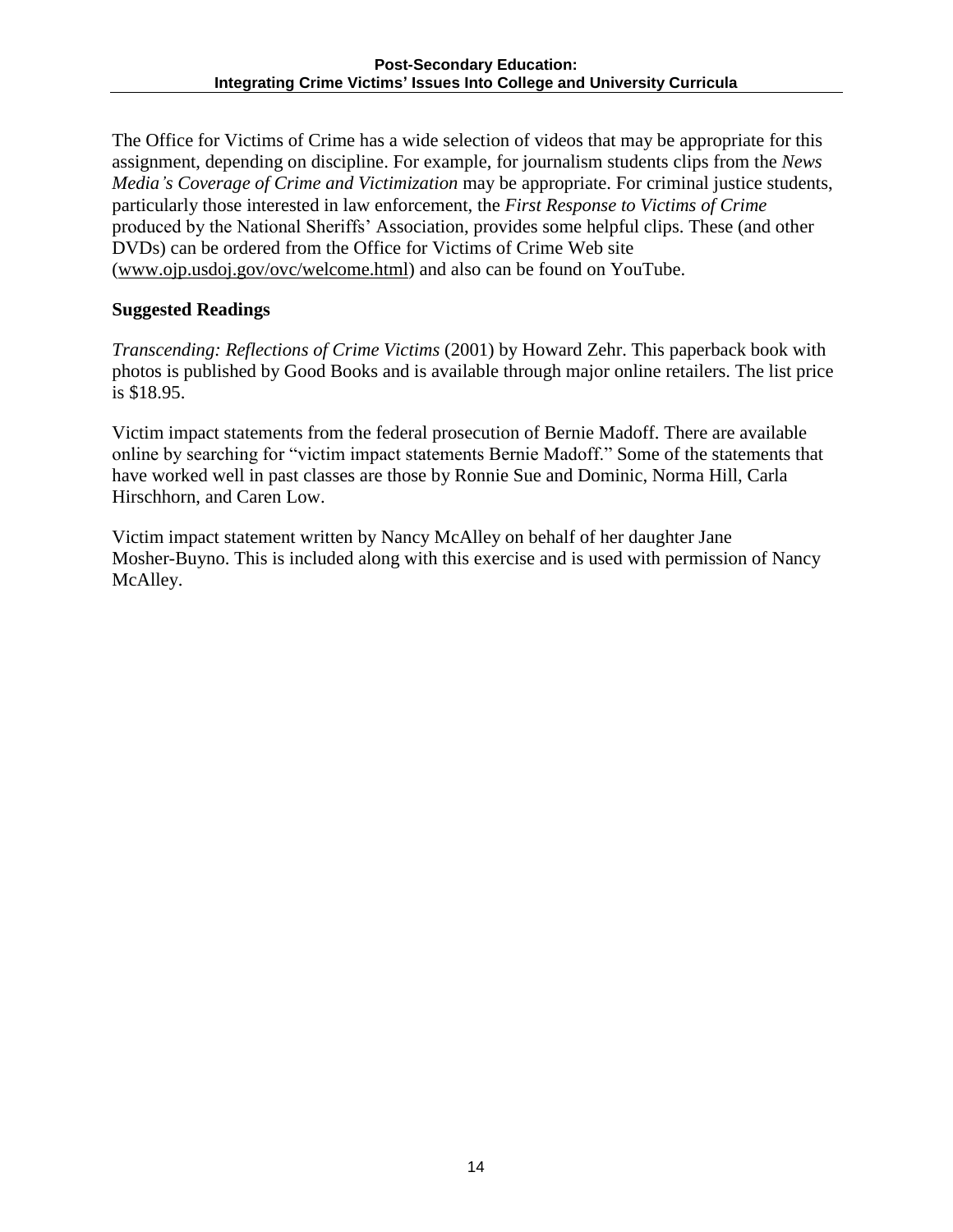The Office for Victims of Crime has a wide selection of videos that may be appropriate for this assignment, depending on discipline. For example, for journalism students clips from the *News Media's Coverage of Crime and Victimization* may be appropriate. For criminal justice students, particularly those interested in law enforcement, the *First Response to Victims of Crime* produced by the National Sheriffs' Association, provides some helpful clips. These (and other DVDs) can be ordered from the Office for Victims of Crime Web site ([www.ojp.usdoj.gov/ovc/welcome.html](www.ojp.usdoj.gov/ovc/welcome.html)) and also can be found on YouTube.

**Suggested Readings**

*Transcending: Reflections of Crime Victims* (2001) by Howard Zehr. This paperback book with photos is published by Good Books and is available through major online retailers. The list price is $18.95.

Victim impact statements from the federal prosecution of Bernie Madoff. There are available online by searching for "victim impact statements Bernie Madoff." Some of the statements that have worked well in past classes are those by Ronnie Sue and Dominic, Norma Hill, Carla Hirschhorn, and Caren Low.

Victim impact statement written by Nancy McAlley on behalf of her daughter Jane Mosher-Buyno. This is included along with this exercise and is used with permission of Nancy McAlley.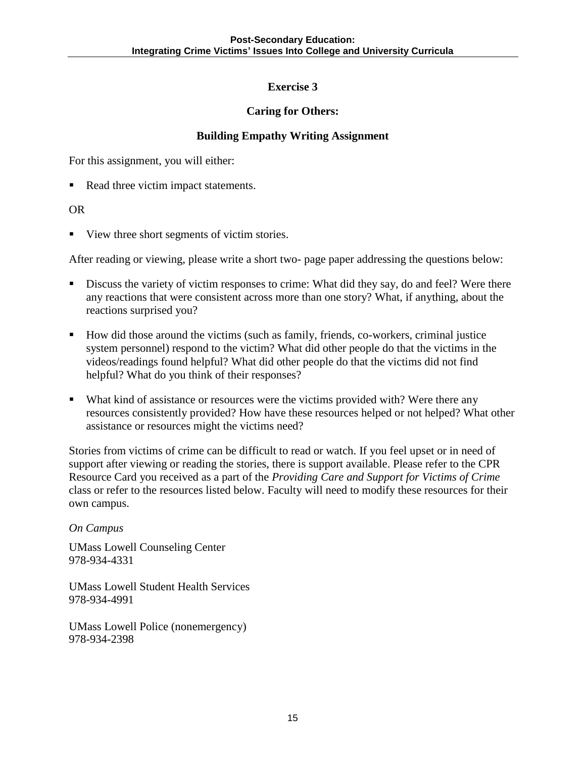## Exercise 3

## Caring for Others:

## Building Empathy Writing Assignment

For this assignment, you will either:

- Read three victim impact statements.

OR

- View three short segments of victim stories.

After reading or viewing, please write a short two- page paper addressing the questions below:

- Discuss the variety of victim responses to crime: What did they say, do and feel? Were there any reactions that were consistent across more than one story? What, if anything, about the reactions surprised you?
- How did those around the victims (such as family, friends, co-workers, criminal justice system personnel) respond to the victim? What did other people do that the victims in the videos/readings found helpful? What did other people do that the victims did not find helpful? What do you think of their responses?
- What kind of assistance or resources were the victims provided with? Were there any resources consistently provided? How have these resources helped or not helped? What other assistance or resources might the victims need?

Stories from victims of crime can be difficult to read or watch. If you feel upset or in need of support after viewing or reading the stories, there is support available. Please refer to the CPR Resource Card you received as a part of the *Providing Care and Support for Victims of Crime* class or refer to the resources listed below. Faculty will need to modify these resources for their own campus.

*On Campus*

UMass Lowell Counseling Center
978-934-4331

UMass Lowell Student Health Services
978-934-4991

UMass Lowell Police (nonemergency)
978-934-2398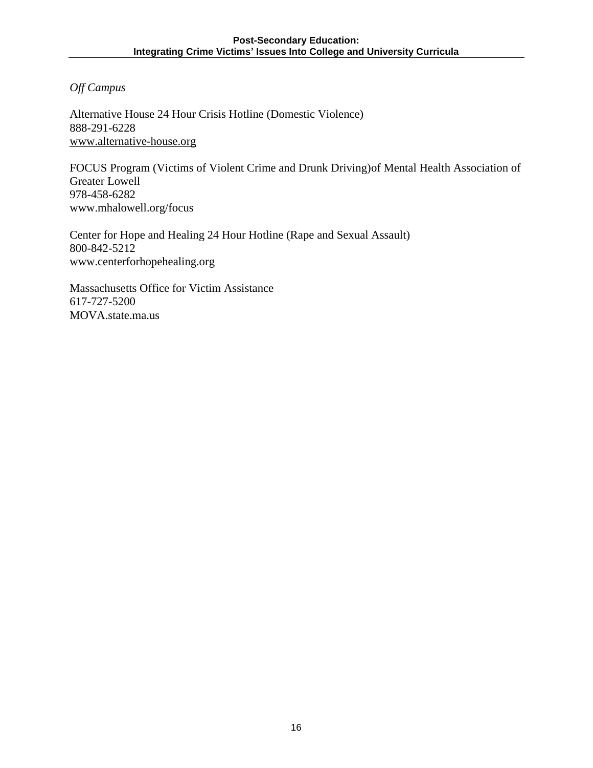*Off Campus*

Alternative House 24 Hour Crisis Hotline (Domestic Violence)
888-291-6228
www.alternative-house.org

FOCUS Program (Victims of Violent Crime and Drunk Driving)of Mental Health Association of Greater Lowell
978-458-6282
www.mhalowell.org/focus

Center for Hope and Healing 24 Hour Hotline (Rape and Sexual Assault)
800-842-5212
www.centerforhopehealing.org

Massachusetts Office for Victim Assistance
617-727-5200
MOVA.state.ma.us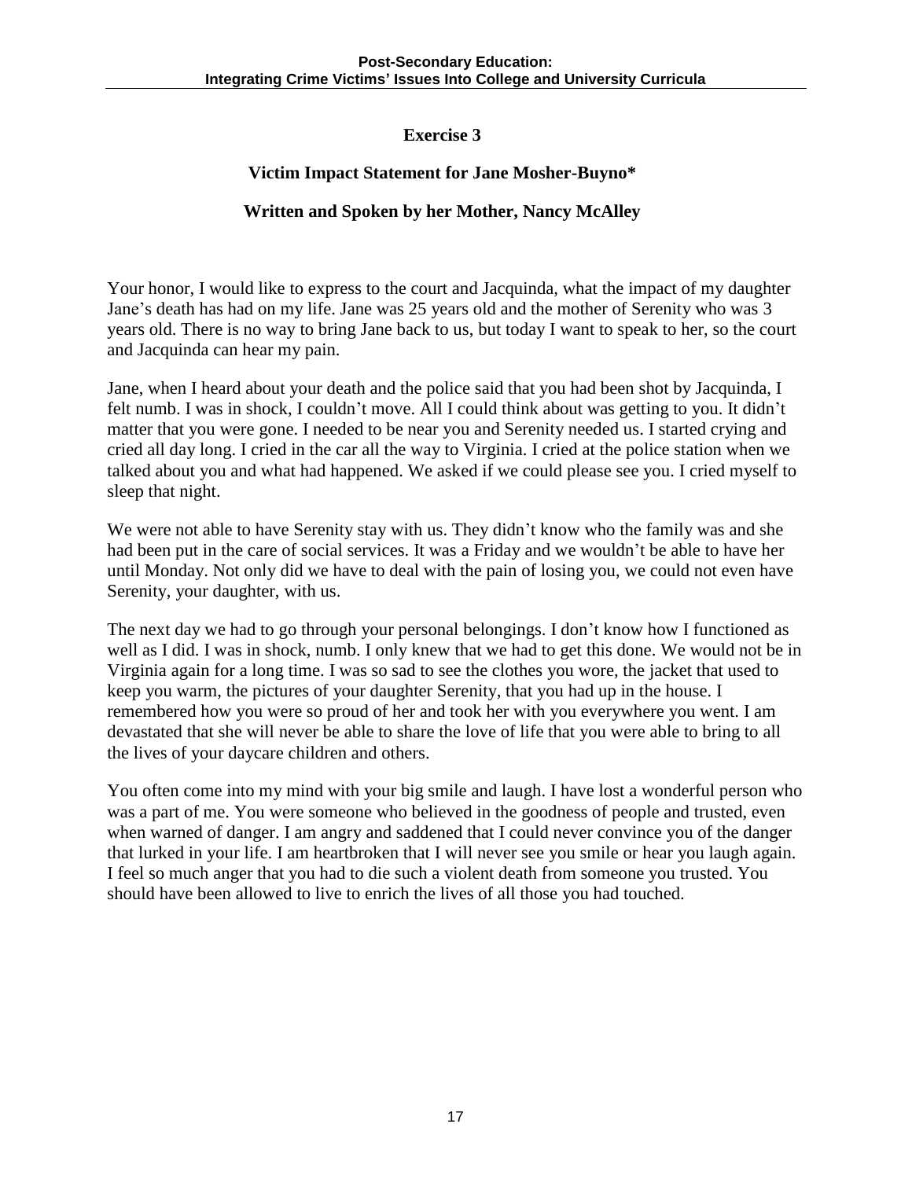## Exercise 3

### Victim Impact Statement for Jane Mosher-Buyno*

### Written and Spoken by her Mother, Nancy McAlley

Your honor, I would like to express to the court and Jacquinda, what the impact of my daughter Jane's death has had on my life. Jane was 25 years old and the mother of Serenity who was 3 years old. There is no way to bring Jane back to us, but today I want to speak to her, so the court and Jacquinda can hear my pain.

Jane, when I heard about your death and the police said that you had been shot by Jacquinda, I felt numb. I was in shock, I couldn't move. All I could think about was getting to you. It didn't matter that you were gone. I needed to be near you and Serenity needed us. I started crying and cried all day long. I cried in the car all the way to Virginia. I cried at the police station when we talked about you and what had happened. We asked if we could please see you. I cried myself to sleep that night.

We were not able to have Serenity stay with us. They didn't know who the family was and she had been put in the care of social services. It was a Friday and we wouldn't be able to have her until Monday. Not only did we have to deal with the pain of losing you, we could not even have Serenity, your daughter, with us.

The next day we had to go through your personal belongings. I don't know how I functioned as well as I did. I was in shock, numb. I only knew that we had to get this done. We would not be in Virginia again for a long time. I was so sad to see the clothes you wore, the jacket that used to keep you warm, the pictures of your daughter Serenity, that you had up in the house. I remembered how you were so proud of her and took her with you everywhere you went. I am devastated that she will never be able to share the love of life that you were able to bring to all the lives of your daycare children and others.

You often come into my mind with your big smile and laugh. I have lost a wonderful person who was a part of me. You were someone who believed in the goodness of people and trusted, even when warned of danger. I am angry and saddened that I could never convince you of the danger that lurked in your life. I am heartbroken that I will never see you smile or hear you laugh again. I feel so much anger that you had to die such a violent death from someone you trusted. You should have been allowed to live to enrich the lives of all those you had touched.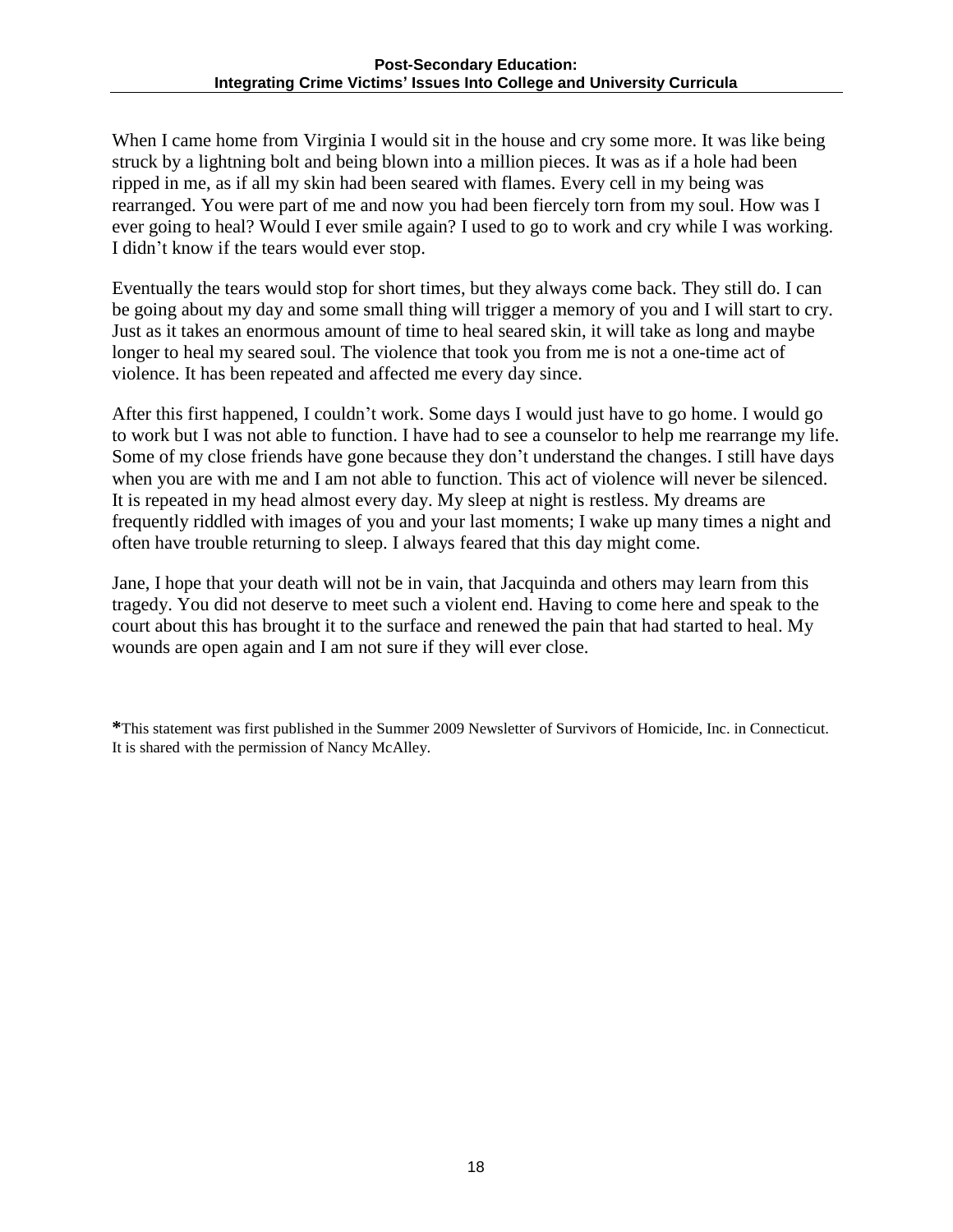When I came home from Virginia I would sit in the house and cry some more. It was like being struck by a lightning bolt and being blown into a million pieces. It was as if a hole had been ripped in me, as if all my skin had been seared with flames. Every cell in my being was rearranged. You were part of me and now you had been fiercely torn from my soul. How was I ever going to heal? Would I ever smile again? I used to go to work and cry while I was working. I didn't know if the tears would ever stop.

Eventually the tears would stop for short times, but they always come back. They still do. I can be going about my day and some small thing will trigger a memory of you and I will start to cry. Just as it takes an enormous amount of time to heal seared skin, it will take as long and maybe longer to heal my seared soul. The violence that took you from me is not a one-time act of violence. It has been repeated and affected me every day since.

After this first happened, I couldn't work. Some days I would just have to go home. I would go to work but I was not able to function. I have had to see a counselor to help me rearrange my life. Some of my close friends have gone because they don't understand the changes. I still have days when you are with me and I am not able to function. This act of violence will never be silenced. It is repeated in my head almost every day. My sleep at night is restless. My dreams are frequently riddled with images of you and your last moments; I wake up many times a night and often have trouble returning to sleep. I always feared that this day might come.

Jane, I hope that your death will not be in vain, that Jacquinda and others may learn from this tragedy. You did not deserve to meet such a violent end. Having to come here and speak to the court about this has brought it to the surface and renewed the pain that had started to heal. My wounds are open again and I am not sure if they will ever close.

**\***This statement was first published in the Summer 2009 Newsletter of Survivors of Homicide, Inc. in Connecticut. It is shared with the permission of Nancy McAlley.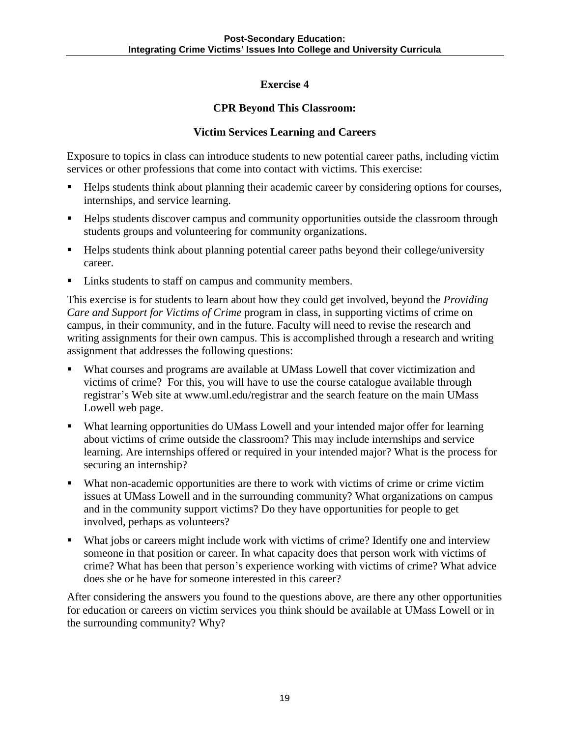## Exercise 4

### CPR Beyond This Classroom:

### Victim Services Learning and Careers

Exposure to topics in class can introduce students to new potential career paths, including victim services or other professions that come into contact with victims. This exercise:

- Helps students think about planning their academic career by considering options for courses, internships, and service learning.
- Helps students discover campus and community opportunities outside the classroom through students groups and volunteering for community organizations.
- Helps students think about planning potential career paths beyond their college/university career.
- Links students to staff on campus and community members.

This exercise is for students to learn about how they could get involved, beyond the *Providing Care and Support for Victims of Crime* program in class, in supporting victims of crime on campus, in their community, and in the future. Faculty will need to revise the research and writing assignments for their own campus. This is accomplished through a research and writing assignment that addresses the following questions:

- What courses and programs are available at UMass Lowell that cover victimization and victims of crime? For this, you will have to use the course catalogue available through registrar's Web site at www.uml.edu/registrar and the search feature on the main UMass Lowell web page.
- What learning opportunities do UMass Lowell and your intended major offer for learning about victims of crime outside the classroom? This may include internships and service learning. Are internships offered or required in your intended major? What is the process for securing an internship?
- What non-academic opportunities are there to work with victims of crime or crime victim issues at UMass Lowell and in the surrounding community? What organizations on campus and in the community support victims? Do they have opportunities for people to get involved, perhaps as volunteers?
- What jobs or careers might include work with victims of crime? Identify one and interview someone in that position or career. In what capacity does that person work with victims of crime? What has been that person's experience working with victims of crime? What advice does she or he have for someone interested in this career?

After considering the answers you found to the questions above, are there any other opportunities for education or careers on victim services you think should be available at UMass Lowell or in the surrounding community? Why?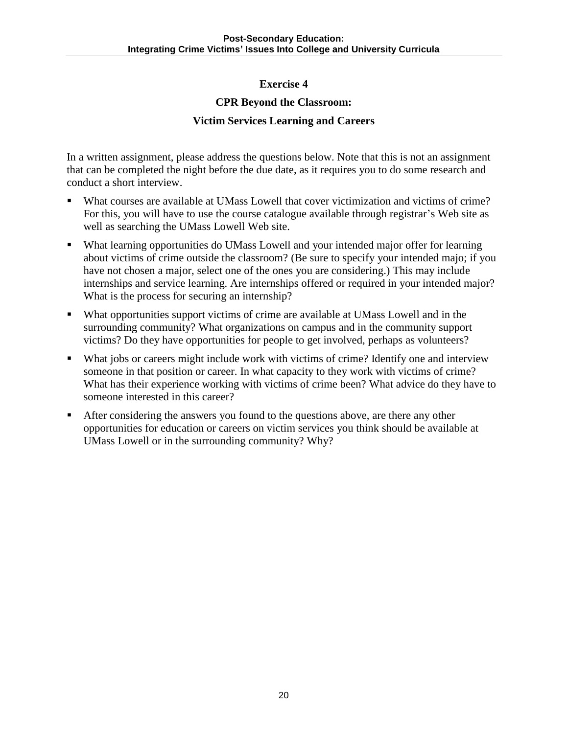## Exercise 4

## CPR Beyond the Classroom:

## Victim Services Learning and Careers

In a written assignment, please address the questions below. Note that this is not an assignment that can be completed the night before the due date, as it requires you to do some research and conduct a short interview.

- What courses are available at UMass Lowell that cover victimization and victims of crime? For this, you will have to use the course catalogue available through registrar's Web site as well as searching the UMass Lowell Web site.
- What learning opportunities do UMass Lowell and your intended major offer for learning about victims of crime outside the classroom? (Be sure to specify your intended majo; if you have not chosen a major, select one of the ones you are considering.) This may include internships and service learning. Are internships offered or required in your intended major? What is the process for securing an internship?
- What opportunities support victims of crime are available at UMass Lowell and in the surrounding community? What organizations on campus and in the community support victims? Do they have opportunities for people to get involved, perhaps as volunteers?
- What jobs or careers might include work with victims of crime? Identify one and interview someone in that position or career. In what capacity to they work with victims of crime? What has their experience working with victims of crime been? What advice do they have to someone interested in this career?
- After considering the answers you found to the questions above, are there any other opportunities for education or careers on victim services you think should be available at UMass Lowell or in the surrounding community? Why?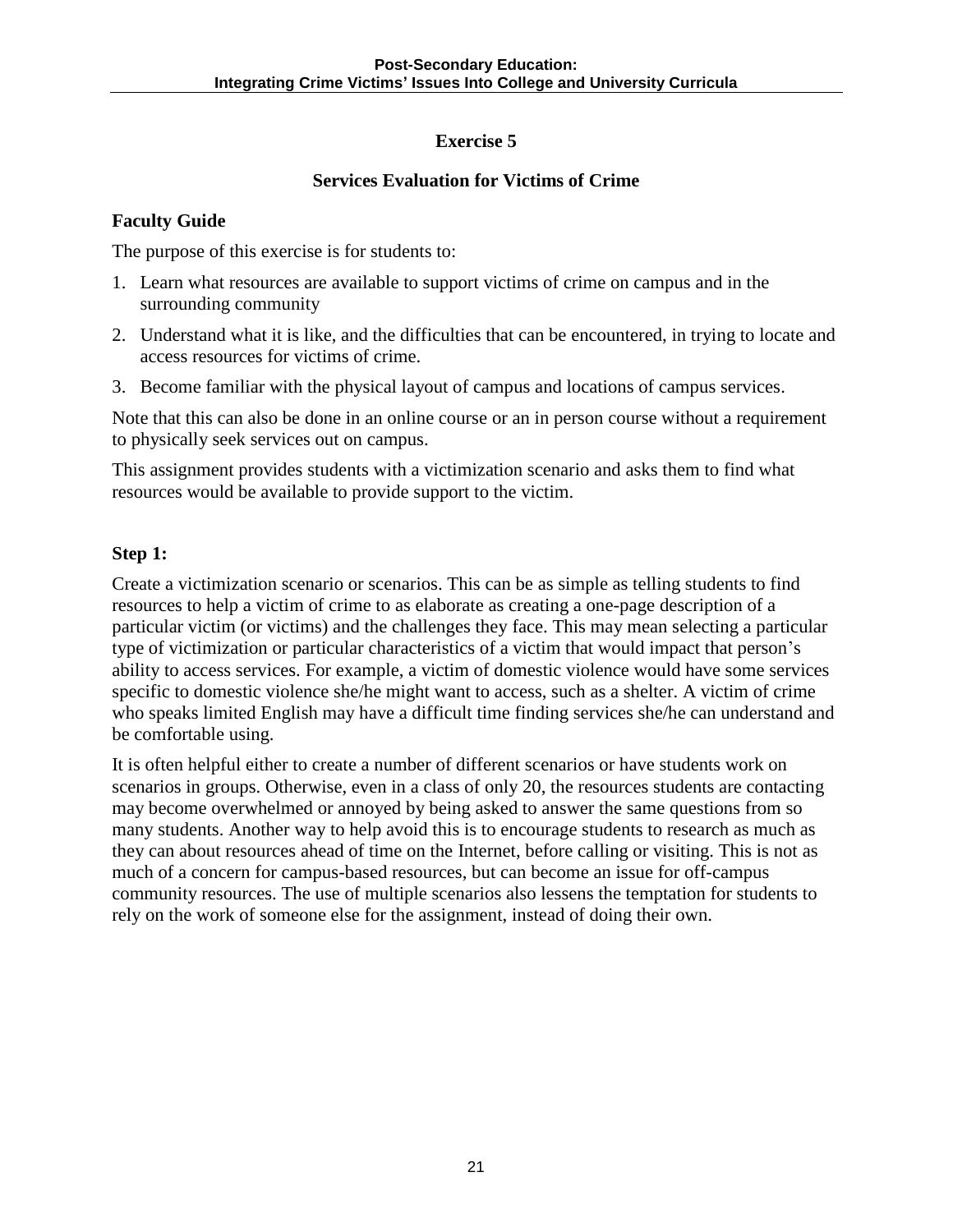## Exercise 5

### Services Evaluation for Victims of Crime

**Faculty Guide**

The purpose of this exercise is for students to:

1. Learn what resources are available to support victims of crime on campus and in the surrounding community
2. Understand what it is like, and the difficulties that can be encountered, in trying to locate and access resources for victims of crime.
3. Become familiar with the physical layout of campus and locations of campus services.

Note that this can also be done in an online course or an in person course without a requirement to physically seek services out on campus.

This assignment provides students with a victimization scenario and asks them to find what resources would be available to provide support to the victim.

**Step 1:**

Create a victimization scenario or scenarios. This can be as simple as telling students to find resources to help a victim of crime to as elaborate as creating a one-page description of a particular victim (or victims) and the challenges they face. This may mean selecting a particular type of victimization or particular characteristics of a victim that would impact that person's ability to access services. For example, a victim of domestic violence would have some services specific to domestic violence she/he might want to access, such as a shelter. A victim of crime who speaks limited English may have a difficult time finding services she/he can understand and be comfortable using.

It is often helpful either to create a number of different scenarios or have students work on scenarios in groups. Otherwise, even in a class of only 20, the resources students are contacting may become overwhelmed or annoyed by being asked to answer the same questions from so many students. Another way to help avoid this is to encourage students to research as much as they can about resources ahead of time on the Internet, before calling or visiting. This is not as much of a concern for campus-based resources, but can become an issue for off-campus community resources. The use of multiple scenarios also lessens the temptation for students to rely on the work of someone else for the assignment, instead of doing their own.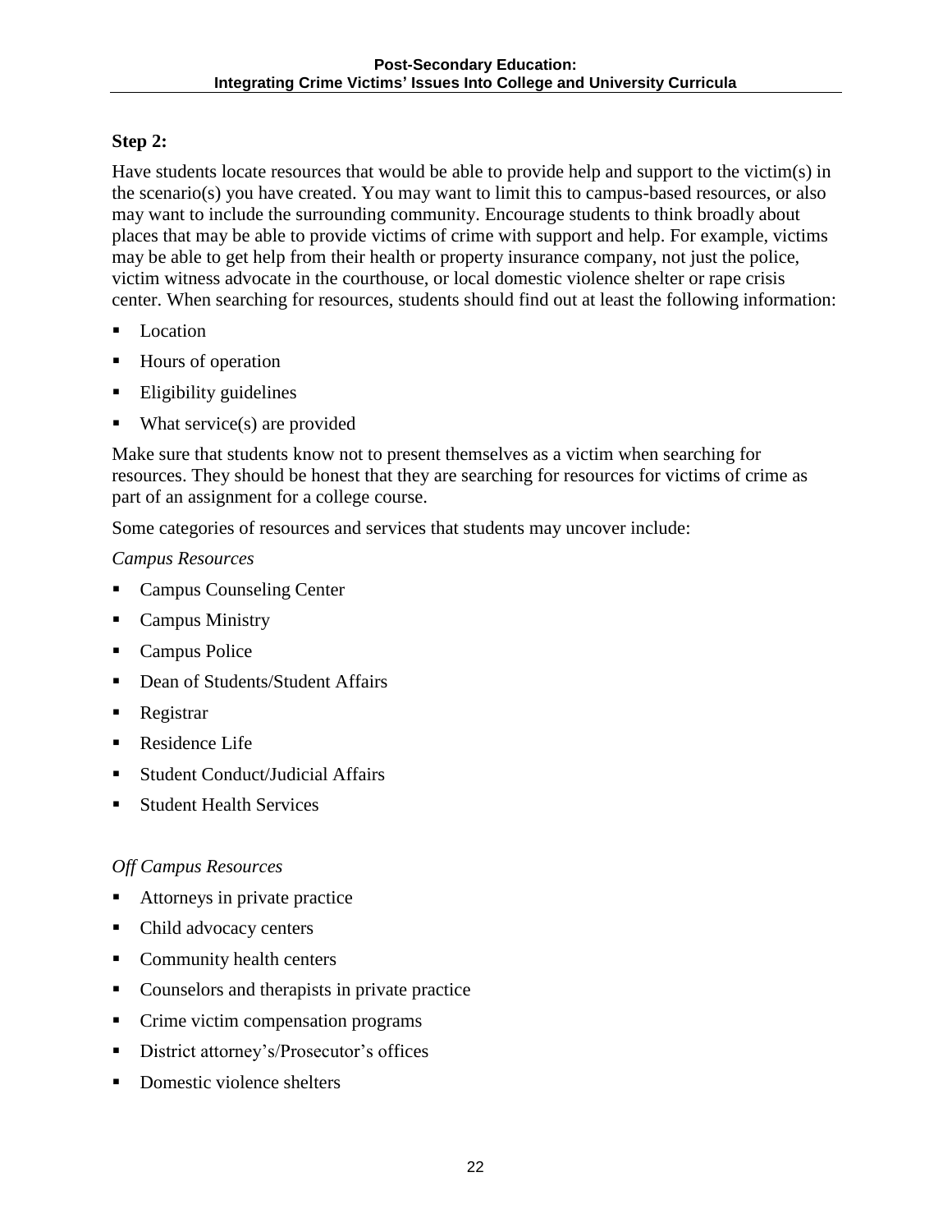**Step 2:**

Have students locate resources that would be able to provide help and support to the victim(s) in the scenario(s) you have created. You may want to limit this to campus-based resources, or also may want to include the surrounding community. Encourage students to think broadly about places that may be able to provide victims of crime with support and help. For example, victims may be able to get help from their health or property insurance company, not just the police, victim witness advocate in the courthouse, or local domestic violence shelter or rape crisis center. When searching for resources, students should find out at least the following information:

- Location
- Hours of operation
- Eligibility guidelines
- What service(s) are provided

Make sure that students know not to present themselves as a victim when searching for resources. They should be honest that they are searching for resources for victims of crime as part of an assignment for a college course.

Some categories of resources and services that students may uncover include:

*Campus Resources*

- Campus Counseling Center
- Campus Ministry
- Campus Police
- Dean of Students/Student Affairs
- Registrar
- Residence Life
- Student Conduct/Judicial Affairs
- Student Health Services

*Off Campus Resources*

- Attorneys in private practice
- Child advocacy centers
- Community health centers
- Counselors and therapists in private practice
- Crime victim compensation programs
- District attorney's/Prosecutor's offices
- Domestic violence shelters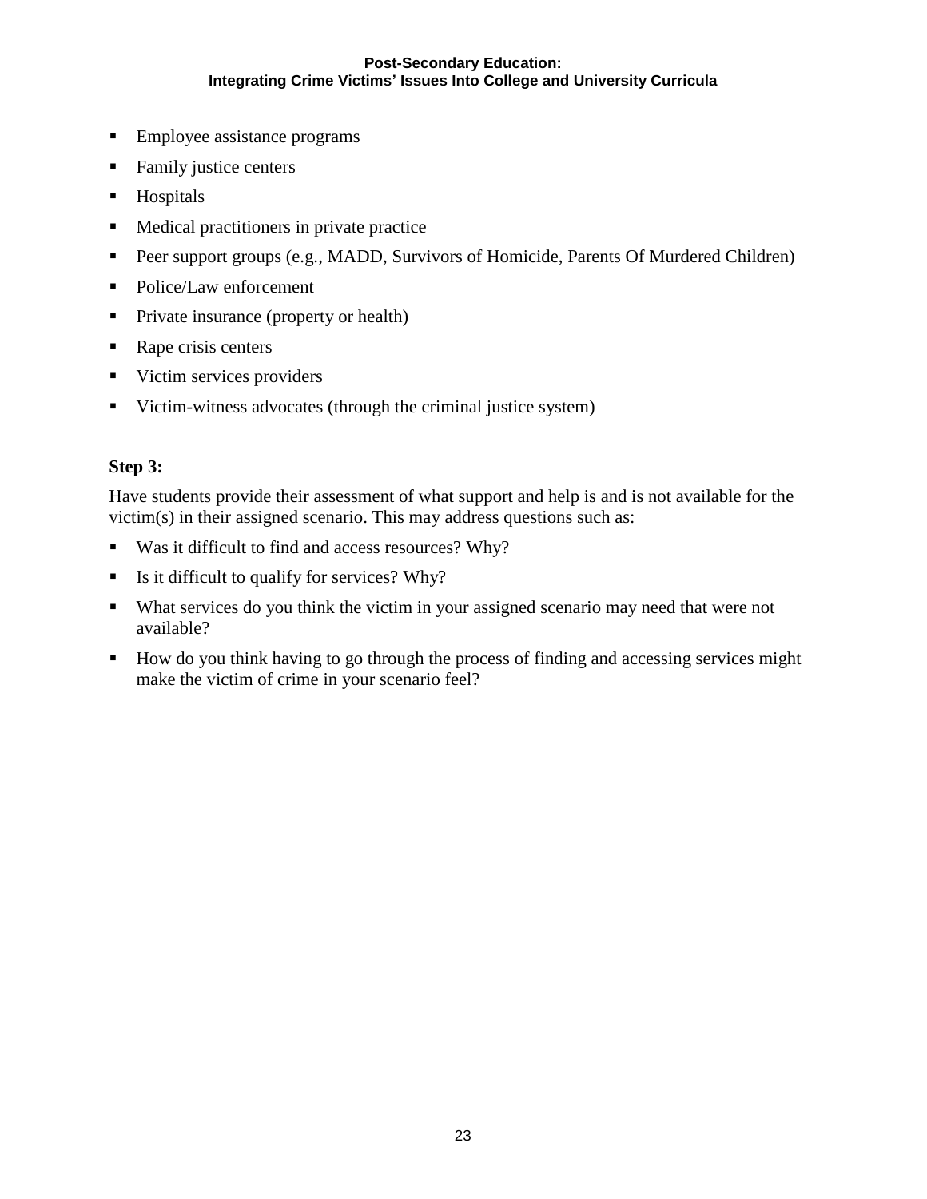- Employee assistance programs
- Family justice centers
- Hospitals
- Medical practitioners in private practice
- Peer support groups (e.g., MADD, Survivors of Homicide, Parents Of Murdered Children)
- Police/Law enforcement
- Private insurance (property or health)
- Rape crisis centers
- Victim services providers
- Victim-witness advocates (through the criminal justice system)

**Step 3:**

Have students provide their assessment of what support and help is and is not available for the victim(s) in their assigned scenario. This may address questions such as:

- Was it difficult to find and access resources? Why?
- Is it difficult to qualify for services? Why?
- What services do you think the victim in your assigned scenario may need that were not available?
- How do you think having to go through the process of finding and accessing services might make the victim of crime in your scenario feel?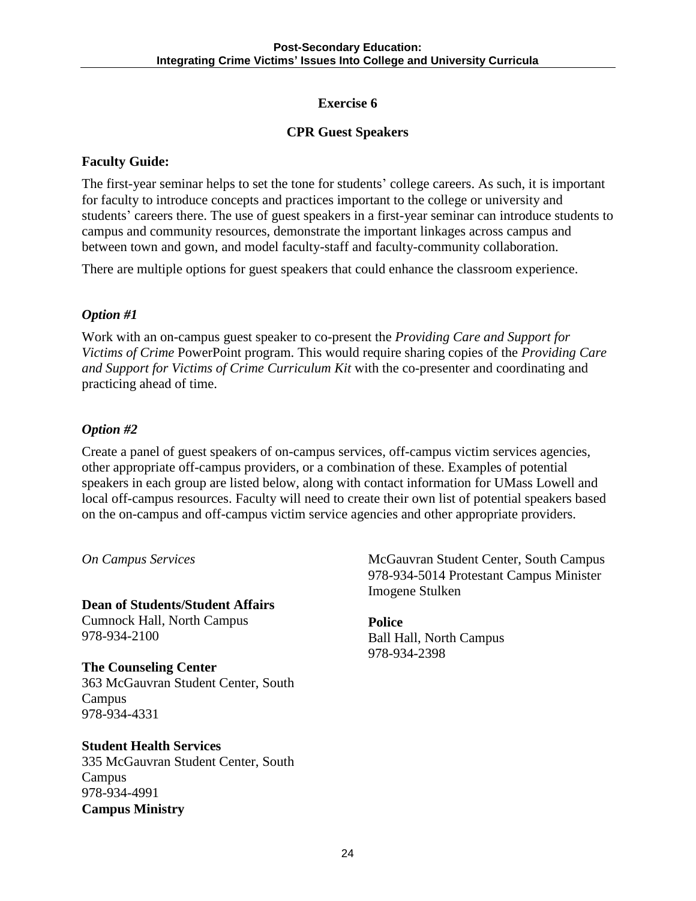## Exercise 6

### CPR Guest Speakers

**Faculty Guide:**

The first-year seminar helps to set the tone for students' college careers. As such, it is important for faculty to introduce concepts and practices important to the college or university and students' careers there. The use of guest speakers in a first-year seminar can introduce students to campus and community resources, demonstrate the important linkages across campus and between town and gown, and model faculty-staff and faculty-community collaboration.

There are multiple options for guest speakers that could enhance the classroom experience.

***Option #1***

Work with an on-campus guest speaker to co-present the *Providing Care and Support for Victims of Crime* PowerPoint program. This would require sharing copies of the *Providing Care and Support for Victims of Crime Curriculum Kit* with the co-presenter and coordinating and practicing ahead of time.

***Option #2***

Create a panel of guest speakers of on-campus services, off-campus victim services agencies, other appropriate off-campus providers, or a combination of these. Examples of potential speakers in each group are listed below, along with contact information for UMass Lowell and local off-campus resources. Faculty will need to create their own list of potential speakers based on the on-campus and off-campus victim service agencies and other appropriate providers.

*On Campus Services*

**Dean of Students/Student Affairs**
Cumnock Hall, North Campus
978-934-2100

**The Counseling Center**
363 McGauvran Student Center, South Campus
978-934-4331

**Student Health Services**
335 McGauvran Student Center, South Campus
978-934-4991

**Campus Ministry**
McGauvran Student Center, South Campus
978-934-5014 Protestant Campus Minister Imogene Stulken

**Police**
Ball Hall, North Campus
978-934-2398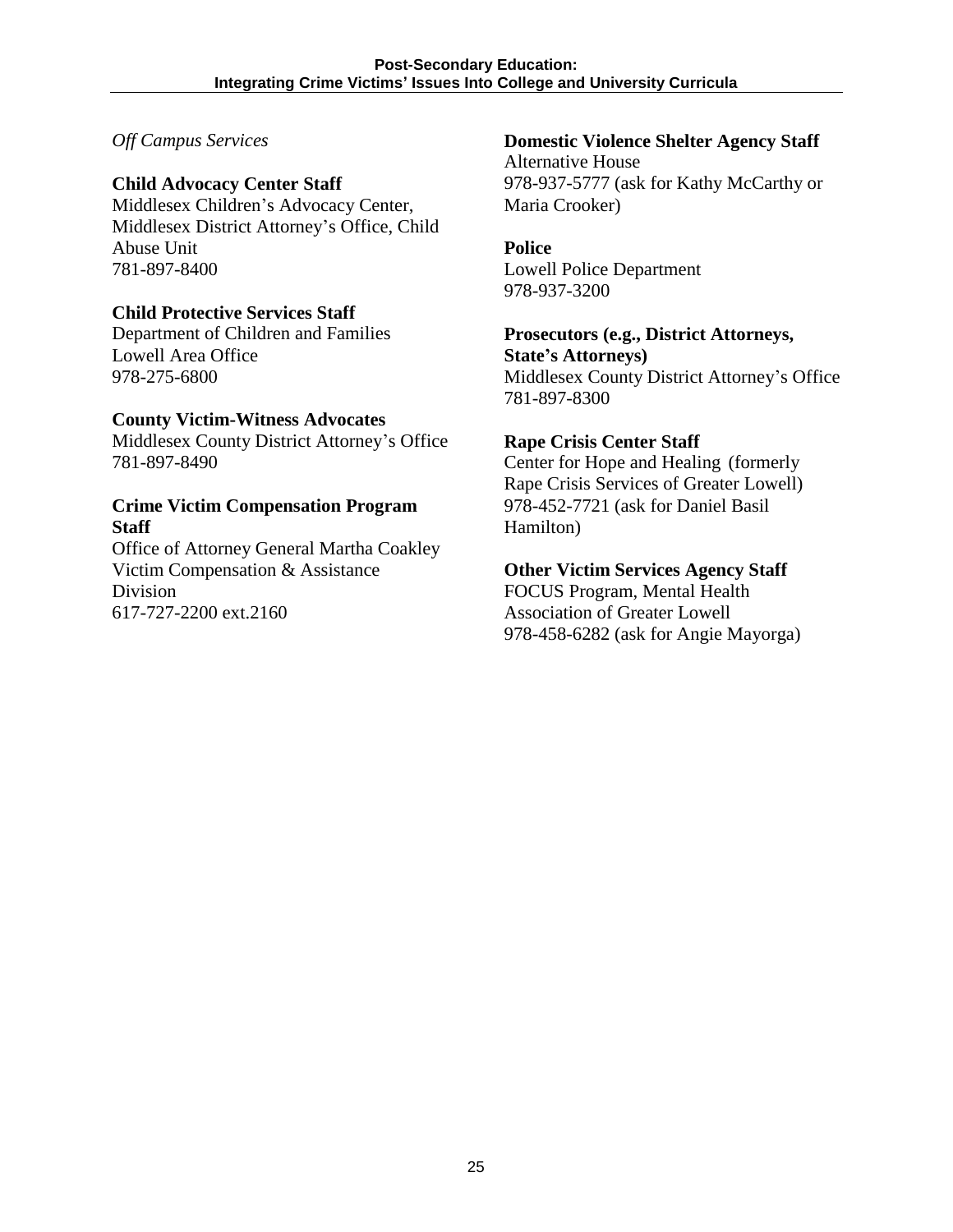*Off Campus Services*

**Child Advocacy Center Staff**
Middlesex Children's Advocacy Center, Middlesex District Attorney's Office, Child Abuse Unit
781-897-8400

**Child Protective Services Staff**
Department of Children and Families
Lowell Area Office
978-275-6800

**County Victim-Witness Advocates**
Middlesex County District Attorney's Office
781-897-8490

**Crime Victim Compensation Program Staff**
Office of Attorney General Martha Coakley
Victim Compensation & Assistance Division
617-727-2200 ext.2160

**Domestic Violence Shelter Agency Staff**
Alternative House
978-937-5777 (ask for Kathy McCarthy or Maria Crooker)

**Police**
Lowell Police Department
978-937-3200

**Prosecutors (e.g., District Attorneys, State's Attorneys)**
Middlesex County District Attorney's Office
781-897-8300

**Rape Crisis Center Staff**
Center for Hope and Healing (formerly Rape Crisis Services of Greater Lowell)
978-452-7721 (ask for Daniel Basil Hamilton)

**Other Victim Services Agency Staff**
FOCUS Program, Mental Health Association of Greater Lowell
978-458-6282 (ask for Angie Mayorga)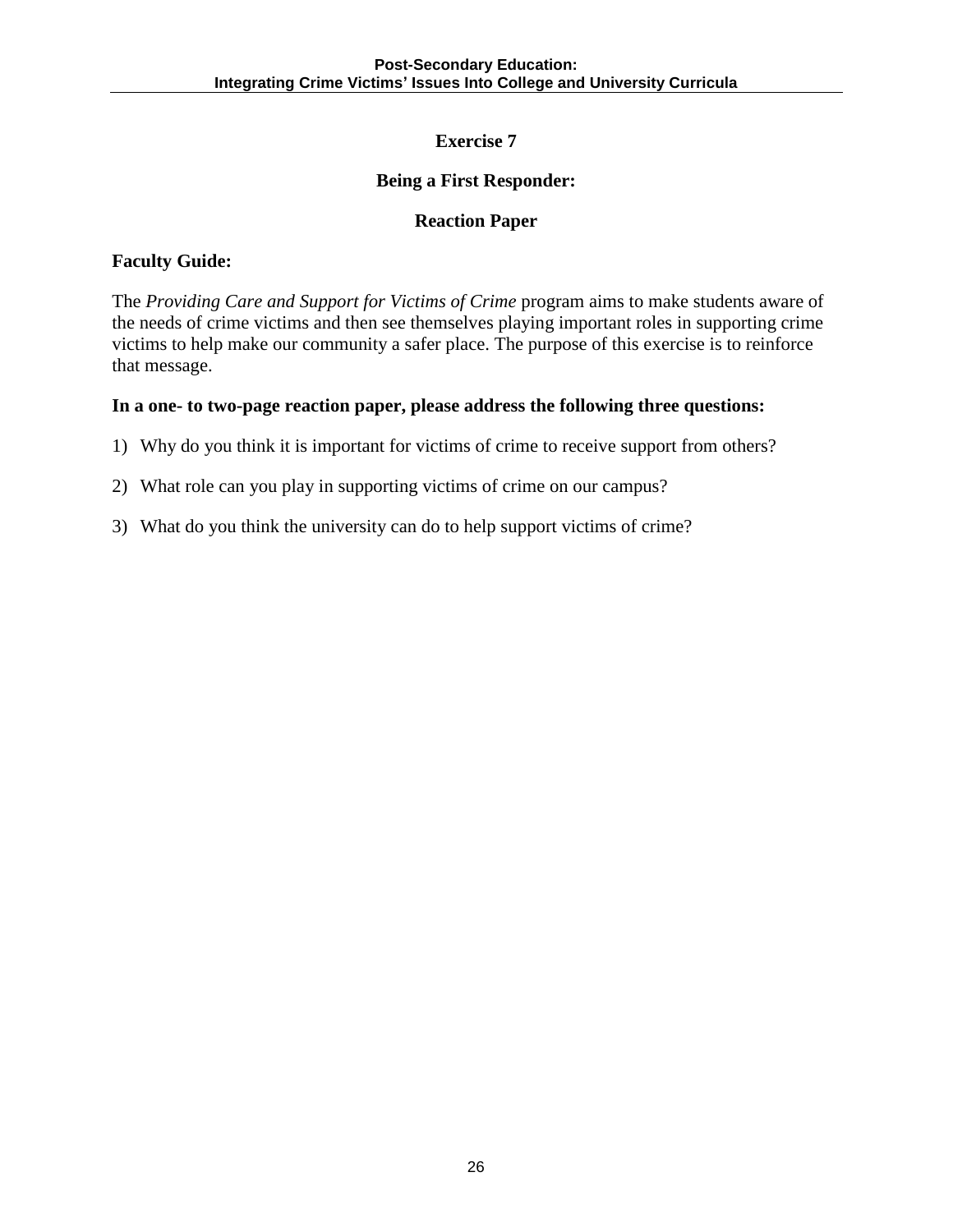# Exercise 7

## Being a First Responder:

## Reaction Paper

**Faculty Guide:**

The *Providing Care and Support for Victims of Crime* program aims to make students aware of the needs of crime victims and then see themselves playing important roles in supporting crime victims to help make our community a safer place. The purpose of this exercise is to reinforce that message.

**In a one- to two-page reaction paper, please address the following three questions:**

1) Why do you think it is important for victims of crime to receive support from others?

2) What role can you play in supporting victims of crime on our campus?

3) What do you think the university can do to help support victims of crime?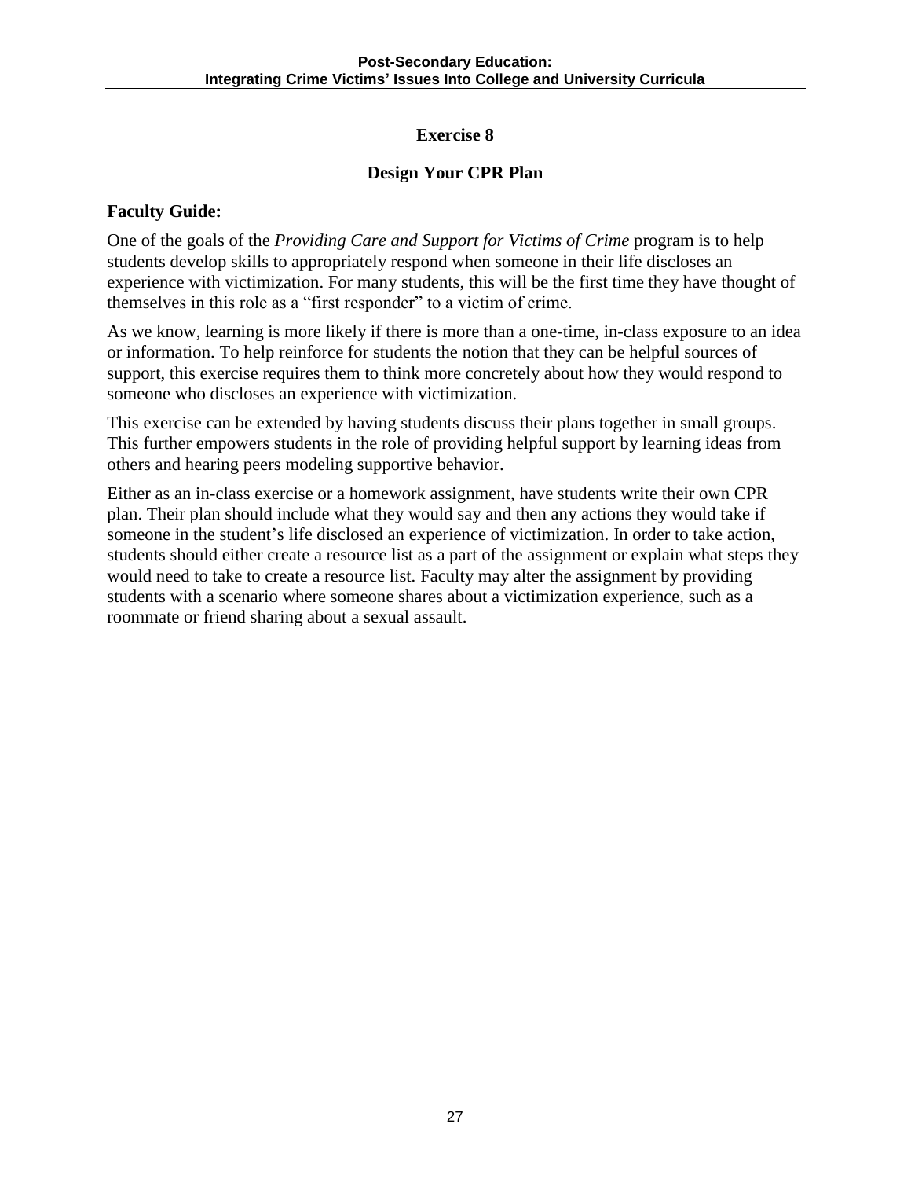# Exercise 8

## Design Your CPR Plan

**Faculty Guide:**

One of the goals of the *Providing Care and Support for Victims of Crime* program is to help students develop skills to appropriately respond when someone in their life discloses an experience with victimization. For many students, this will be the first time they have thought of themselves in this role as a "first responder" to a victim of crime.

As we know, learning is more likely if there is more than a one-time, in-class exposure to an idea or information. To help reinforce for students the notion that they can be helpful sources of support, this exercise requires them to think more concretely about how they would respond to someone who discloses an experience with victimization.

This exercise can be extended by having students discuss their plans together in small groups. This further empowers students in the role of providing helpful support by learning ideas from others and hearing peers modeling supportive behavior.

Either as an in-class exercise or a homework assignment, have students write their own CPR plan. Their plan should include what they would say and then any actions they would take if someone in the student's life disclosed an experience of victimization. In order to take action, students should either create a resource list as a part of the assignment or explain what steps they would need to take to create a resource list. Faculty may alter the assignment by providing students with a scenario where someone shares about a victimization experience, such as a roommate or friend sharing about a sexual assault.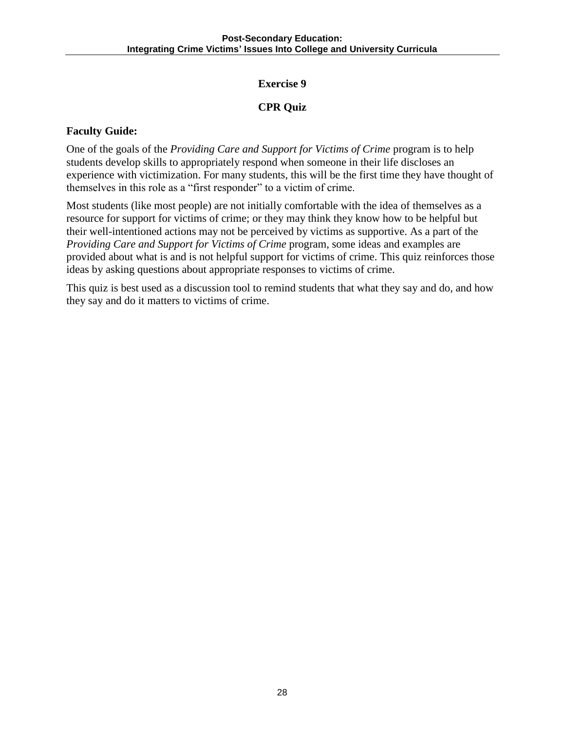## Exercise 9

## CPR Quiz

**Faculty Guide:**

One of the goals of the *Providing Care and Support for Victims of Crime* program is to help students develop skills to appropriately respond when someone in their life discloses an experience with victimization. For many students, this will be the first time they have thought of themselves in this role as a "first responder" to a victim of crime.

Most students (like most people) are not initially comfortable with the idea of themselves as a resource for support for victims of crime; or they may think they know how to be helpful but their well-intentioned actions may not be perceived by victims as supportive. As a part of the *Providing Care and Support for Victims of Crime* program, some ideas and examples are provided about what is and is not helpful support for victims of crime. This quiz reinforces those ideas by asking questions about appropriate responses to victims of crime.

This quiz is best used as a discussion tool to remind students that what they say and do, and how they say and do it matters to victims of crime.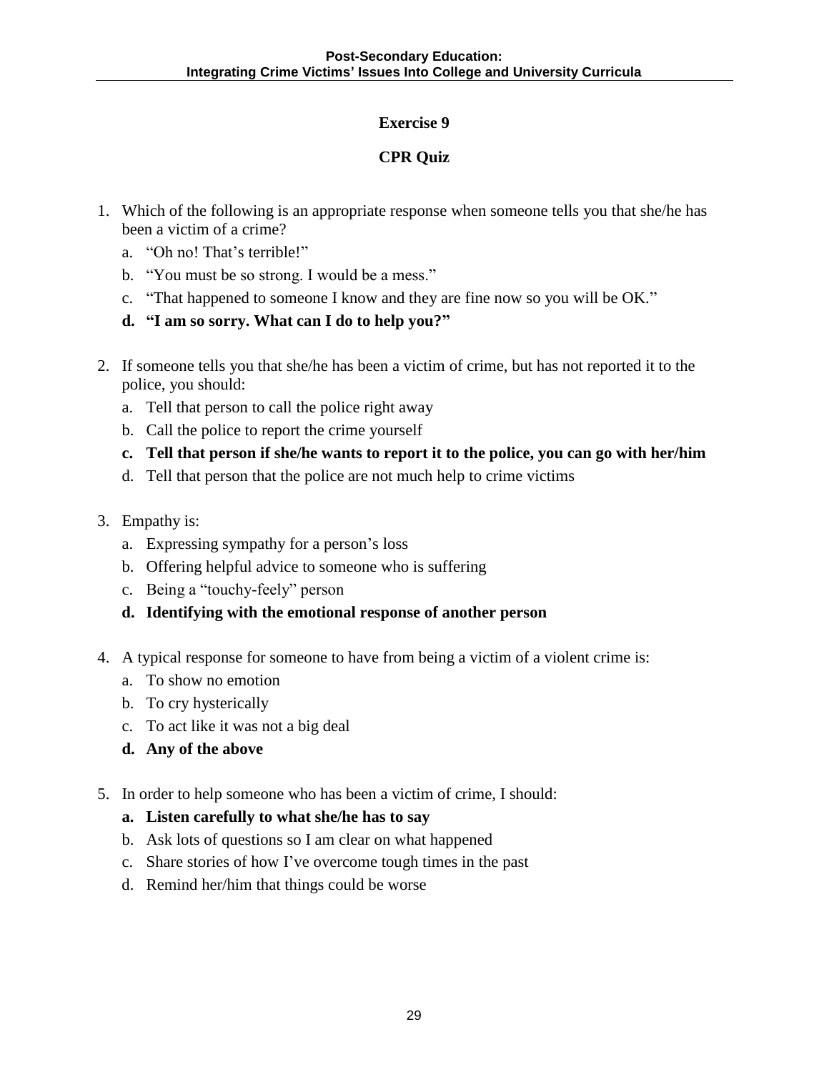## Exercise 9

## CPR Quiz

1. Which of the following is an appropriate response when someone tells you that she/he has been a victim of a crime?
   a. "Oh no! That's terrible!"
   b. "You must be so strong. I would be a mess."
   c. "That happened to someone I know and they are fine now so you will be OK."
   **d. "I am so sorry. What can I do to help you?"**

2. If someone tells you that she/he has been a victim of crime, but has not reported it to the police, you should:
   a. Tell that person to call the police right away
   b. Call the police to report the crime yourself
   **c. Tell that person if she/he wants to report it to the police, you can go with her/him**
   d. Tell that person that the police are not much help to crime victims

3. Empathy is:
   a. Expressing sympathy for a person's loss
   b. Offering helpful advice to someone who is suffering
   c. Being a "touchy-feely" person
   **d. Identifying with the emotional response of another person**

4. A typical response for someone to have from being a victim of a violent crime is:
   a. To show no emotion
   b. To cry hysterically
   c. To act like it was not a big deal
   **d. Any of the above**

5. In order to help someone who has been a victim of crime, I should:
   **a. Listen carefully to what she/he has to say**
   b. Ask lots of questions so I am clear on what happened
   c. Share stories of how I've overcome tough times in the past
   d. Remind her/him that things could be worse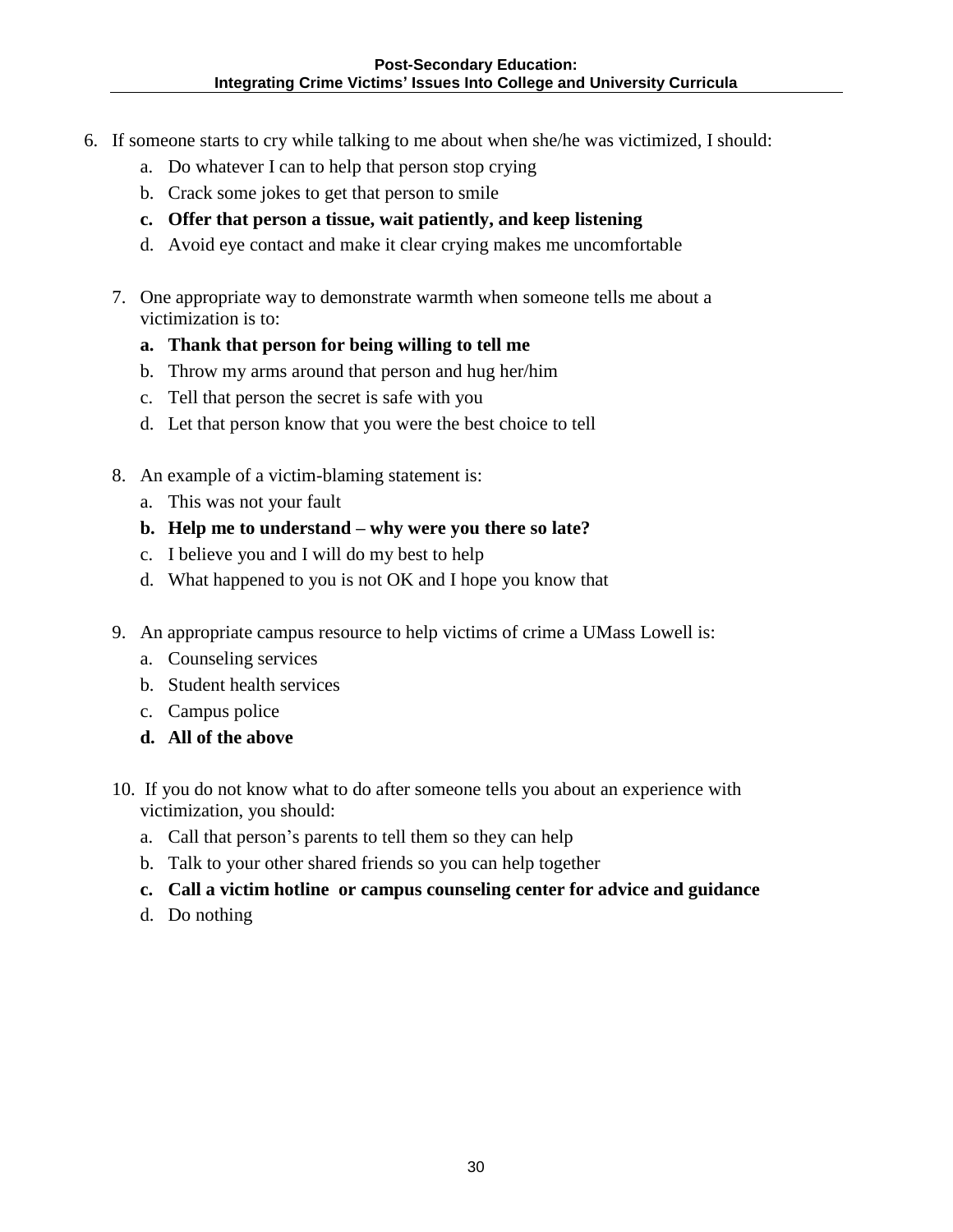6. If someone starts to cry while talking to me about when she/he was victimized, I should:
   a. Do whatever I can to help that person stop crying
   b. Crack some jokes to get that person to smile
   **c. Offer that person a tissue, wait patiently, and keep listening**
   d. Avoid eye contact and make it clear crying makes me uncomfortable

7. One appropriate way to demonstrate warmth when someone tells me about a victimization is to:
   **a. Thank that person for being willing to tell me**
   b. Throw my arms around that person and hug her/him
   c. Tell that person the secret is safe with you
   d. Let that person know that you were the best choice to tell

8. An example of a victim-blaming statement is:
   a. This was not your fault
   **b. Help me to understand – why were you there so late?**
   c. I believe you and I will do my best to help
   d. What happened to you is not OK and I hope you know that

9. An appropriate campus resource to help victims of crime a UMass Lowell is:
   a. Counseling services
   b. Student health services
   c. Campus police
   **d. All of the above**

10. If you do not know what to do after someone tells you about an experience with victimization, you should:
    a. Call that person's parents to tell them so they can help
    b. Talk to your other shared friends so you can help together
    **c. Call a victim hotline or campus counseling center for advice and guidance**
    d. Do nothing